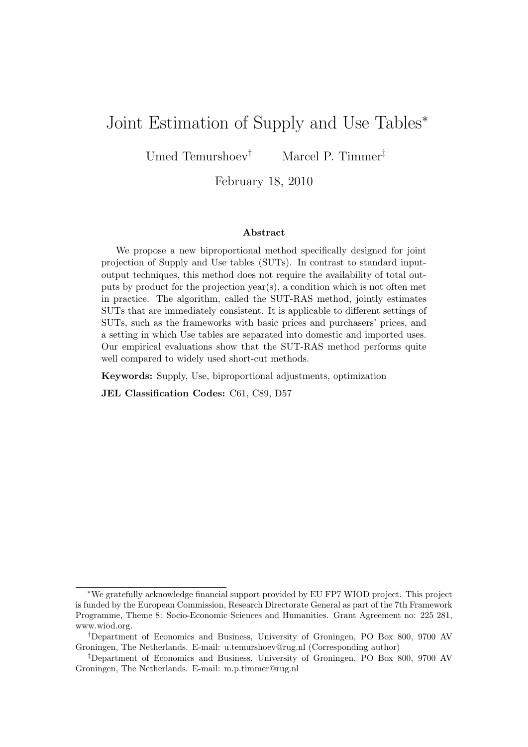# Joint Estimation of Supply and Use Tables*

Umed Temurshoev[†] Marcel P. Timmer[‡]

February 18, 2010

### Abstract

We propose a new biproportional method specifically designed for joint projection of Supply and Use tables (SUTs). In contrast to standard input-output techniques, this method does not require the availability of total outputs by product for the projection year(s), a condition which is not often met in practice. The algorithm, called the SUT-RAS method, jointly estimates SUTs that are immediately consistent. It is applicable to different settings of SUTs, such as the frameworks with basic prices and purchasers' prices, and a setting in which Use tables are separated into domestic and imported uses. Our empirical evaluations show that the SUT-RAS method performs quite well compared to widely used short-cut methods.

**Keywords:** Supply, Use, biproportional adjustments, optimization

**JEL Classification Codes:** C61, C89, D57

---

*We gratefully acknowledge financial support provided by EU FP7 WIOD project. This project is funded by the European Commission, Research Directorate General as part of the 7th Framework Programme, Theme 8: Socio-Economic Sciences and Humanities. Grant Agreement no: 225 281, www.wiod.org.

[†]Department of Economics and Business, University of Groningen, PO Box 800, 9700 AV Groningen, The Netherlands. E-mail: u.temurshoev@rug.nl (Corresponding author)

[‡]Department of Economics and Business, University of Groningen, PO Box 800, 9700 AV Groningen, The Netherlands. E-mail: m.p.timmer@rug.nl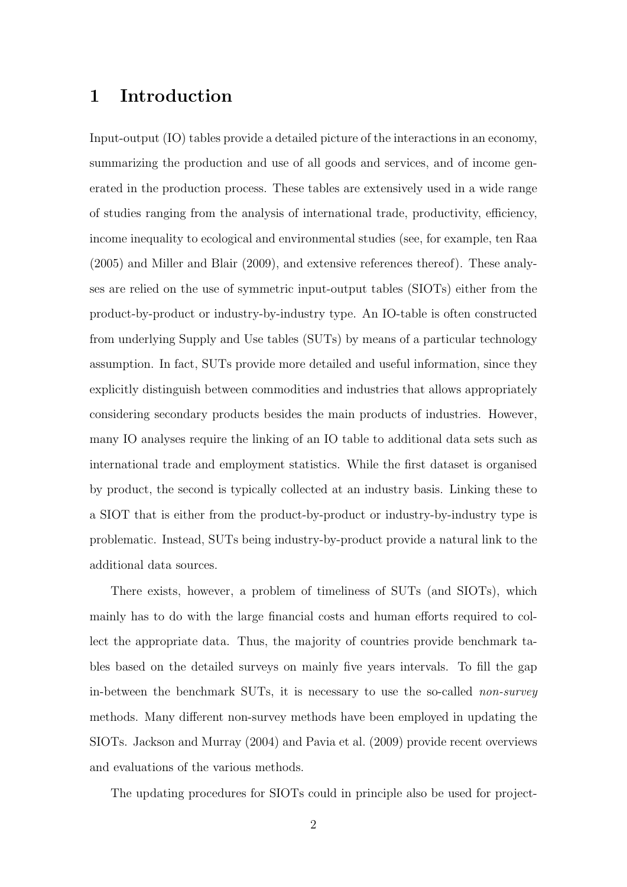# 1 Introduction

Input-output (IO) tables provide a detailed picture of the interactions in an economy, summarizing the production and use of all goods and services, and of income generated in the production process. These tables are extensively used in a wide range of studies ranging from the analysis of international trade, productivity, efficiency, income inequality to ecological and environmental studies (see, for example, ten Raa (2005) and Miller and Blair (2009), and extensive references thereof). These analyses are relied on the use of symmetric input-output tables (SIOTs) either from the product-by-product or industry-by-industry type. An IO-table is often constructed from underlying Supply and Use tables (SUTs) by means of a particular technology assumption. In fact, SUTs provide more detailed and useful information, since they explicitly distinguish between commodities and industries that allows appropriately considering secondary products besides the main products of industries. However, many IO analyses require the linking of an IO table to additional data sets such as international trade and employment statistics. While the first dataset is organised by product, the second is typically collected at an industry basis. Linking these to a SIOT that is either from the product-by-product or industry-by-industry type is problematic. Instead, SUTs being industry-by-product provide a natural link to the additional data sources.

There exists, however, a problem of timeliness of SUTs (and SIOTs), which mainly has to do with the large financial costs and human efforts required to collect the appropriate data. Thus, the majority of countries provide benchmark tables based on the detailed surveys on mainly five years intervals. To fill the gap in-between the benchmark SUTs, it is necessary to use the so-called *non-survey* methods. Many different non-survey methods have been employed in updating the SIOTs. Jackson and Murray (2004) and Pavia et al. (2009) provide recent overviews and evaluations of the various methods.

The updating procedures for SIOTs could in principle also be used for project-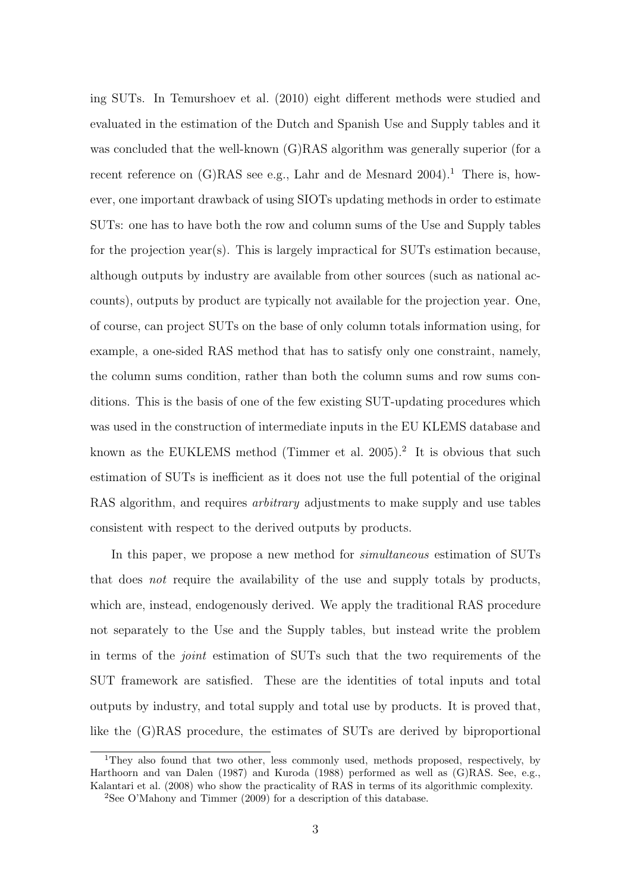ing SUTs. In Temurshoev et al. (2010) eight different methods were studied and evaluated in the estimation of the Dutch and Spanish Use and Supply tables and it was concluded that the well-known (G)RAS algorithm was generally superior (for a recent reference on (G)RAS see e.g., Lahr and de Mesnard 2004).[1] There is, however, one important drawback of using SIOTs updating methods in order to estimate SUTs: one has to have both the row and column sums of the Use and Supply tables for the projection year(s). This is largely impractical for SUTs estimation because, although outputs by industry are available from other sources (such as national accounts), outputs by product are typically not available for the projection year. One, of course, can project SUTs on the base of only column totals information using, for example, a one-sided RAS method that has to satisfy only one constraint, namely, the column sums condition, rather than both the column sums and row sums conditions. This is the basis of one of the few existing SUT-updating procedures which was used in the construction of intermediate inputs in the EU KLEMS database and known as the EUKLEMS method (Timmer et al. 2005).[2] It is obvious that such estimation of SUTs is inefficient as it does not use the full potential of the original RAS algorithm, and requires *arbitrary* adjustments to make supply and use tables consistent with respect to the derived outputs by products.

In this paper, we propose a new method for *simultaneous* estimation of SUTs that does *not* require the availability of the use and supply totals by products, which are, instead, endogenously derived. We apply the traditional RAS procedure not separately to the Use and the Supply tables, but instead write the problem in terms of the *joint* estimation of SUTs such that the two requirements of the SUT framework are satisfied. These are the identities of total inputs and total outputs by industry, and total supply and total use by products. It is proved that, like the (G)RAS procedure, the estimates of SUTs are derived by biproportional

[1] They also found that two other, less commonly used, methods proposed, respectively, by Harthoorn and van Dalen (1987) and Kuroda (1988) performed as well as (G)RAS. See, e.g., Kalantari et al. (2008) who show the practicality of RAS in terms of its algorithmic complexity.

[2] See O'Mahony and Timmer (2009) for a description of this database.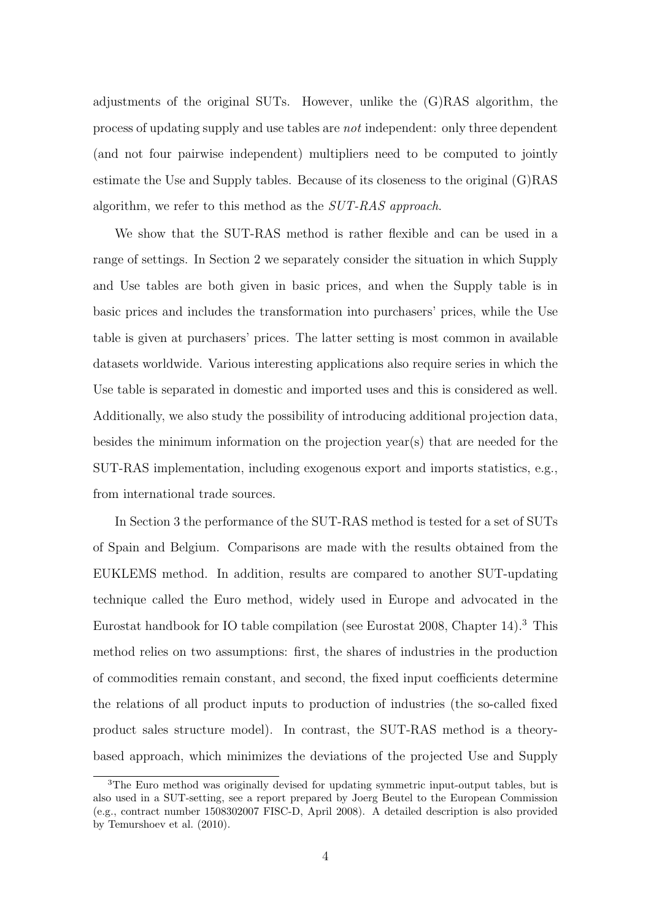adjustments of the original SUTs. However, unlike the (G)RAS algorithm, the process of updating supply and use tables are *not* independent: only three dependent (and not four pairwise independent) multipliers need to be computed to jointly estimate the Use and Supply tables. Because of its closeness to the original (G)RAS algorithm, we refer to this method as the *SUT-RAS approach*.

We show that the SUT-RAS method is rather flexible and can be used in a range of settings. In Section 2 we separately consider the situation in which Supply and Use tables are both given in basic prices, and when the Supply table is in basic prices and includes the transformation into purchasers' prices, while the Use table is given at purchasers' prices. The latter setting is most common in available datasets worldwide. Various interesting applications also require series in which the Use table is separated in domestic and imported uses and this is considered as well. Additionally, we also study the possibility of introducing additional projection data, besides the minimum information on the projection year(s) that are needed for the SUT-RAS implementation, including exogenous export and imports statistics, e.g., from international trade sources.

In Section 3 the performance of the SUT-RAS method is tested for a set of SUTs of Spain and Belgium. Comparisons are made with the results obtained from the EUKLEMS method. In addition, results are compared to another SUT-updating technique called the Euro method, widely used in Europe and advocated in the Eurostat handbook for IO table compilation (see Eurostat 2008, Chapter 14).[3] This method relies on two assumptions: first, the shares of industries in the production of commodities remain constant, and second, the fixed input coefficients determine the relations of all product inputs to production of industries (the so-called fixed product sales structure model). In contrast, the SUT-RAS method is a theory-based approach, which minimizes the deviations of the projected Use and Supply

[3]The Euro method was originally devised for updating symmetric input-output tables, but is also used in a SUT-setting, see a report prepared by Joerg Beutel to the European Commission (e.g., contract number 1508302007 FISC-D, April 2008). A detailed description is also provided by Temurshoev et al. (2010).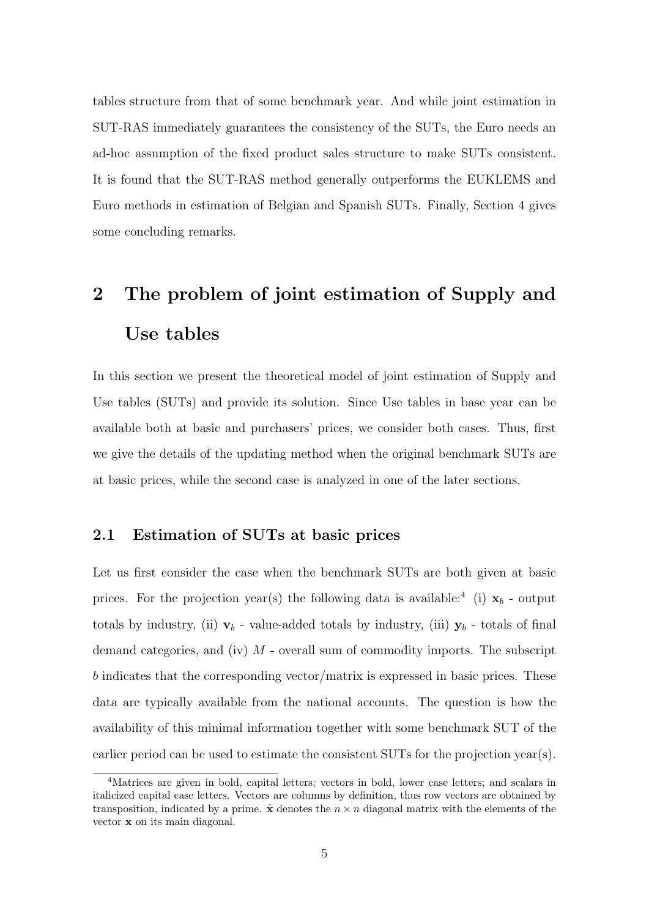tables structure from that of some benchmark year. And while joint estimation in SUT-RAS immediately guarantees the consistency of the SUTs, the Euro needs an ad-hoc assumption of the fixed product sales structure to make SUTs consistent. It is found that the SUT-RAS method generally outperforms the EUKLEMS and Euro methods in estimation of Belgian and Spanish SUTs. Finally, Section 4 gives some concluding remarks.

# 2 The problem of joint estimation of Supply and Use tables

In this section we present the theoretical model of joint estimation of Supply and Use tables (SUTs) and provide its solution. Since Use tables in base year can be available both at basic and purchasers' prices, we consider both cases. Thus, first we give the details of the updating method when the original benchmark SUTs are at basic prices, while the second case is analyzed in one of the later sections.

## 2.1 Estimation of SUTs at basic prices

Let us first consider the case when the benchmark SUTs are both given at basic prices. For the projection year(s) the following data is available:[4] (i) $\mathbf{x}_b$ - output totals by industry, (ii) $\mathbf{v}_b$ - value-added totals by industry, (iii) $\mathbf{y}_b$ - totals of final demand categories, and (iv) $M$ - overall sum of commodity imports. The subscript $b$ indicates that the corresponding vector/matrix is expressed in basic prices. These data are typically available from the national accounts. The question is how the availability of this minimal information together with some benchmark SUT of the earlier period can be used to estimate the consistent SUTs for the projection year(s).

[4] Matrices are given in bold, capital letters; vectors in bold, lower case letters; and scalars in italicized capital case letters. Vectors are columns by definition, thus row vectors are obtained by transposition, indicated by a prime. $\hat{\mathbf{x}}$ denotes the $n \times n$ diagonal matrix with the elements of the vector $\mathbf{x}$ on its main diagonal.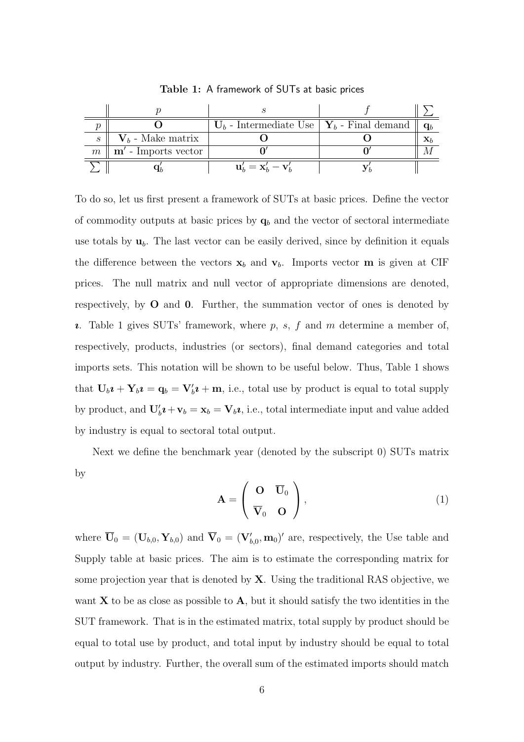**Table 1:** A framework of SUTs at basic prices

| | $p$ | $s$ | $f$ | $\sum$ |
|---|---|---|---|---|
| $p$ | $\mathbf{O}$ | $\mathbf{U}_b$ - Intermediate Use | $\mathbf{Y}_b$ - Final demand | $\mathbf{q}_b$ |
| $s$ | $\mathbf{V}_b$ - Make matrix | $\mathbf{O}$ | $\mathbf{O}$ | $\mathbf{x}_b$ |
| $m$ | $\mathbf{m}'$ - Imports vector | $\mathbf{0}'$ | $\mathbf{0}'$ | $M$ |
| $\sum$ | $\mathbf{q}_b'$ | $\mathbf{u}_b' = \mathbf{x}_b' - \mathbf{v}_b'$ | $\mathbf{y}_b'$ | |

To do so, let us first present a framework of SUTs at basic prices. Define the vector of commodity outputs at basic prices by $\mathbf{q}_b$ and the vector of sectoral intermediate use totals by $\mathbf{u}_b$. The last vector can be easily derived, since by definition it equals the difference between the vectors $\mathbf{x}_b$ and $\mathbf{v}_b$. Imports vector $\mathbf{m}$ is given at CIF prices. The null matrix and null vector of appropriate dimensions are denoted, respectively, by $\mathbf{O}$ and $\mathbf{0}$. Further, the summation vector of ones is denoted by $\boldsymbol{\imath}$. Table 1 gives SUTs' framework, where $p$, $s$, $f$ and $m$ determine a member of, respectively, products, industries (or sectors), final demand categories and total imports sets. This notation will be shown to be useful below. Thus, Table 1 shows that $\mathbf{U}_b\boldsymbol{\imath} + \mathbf{Y}_b\boldsymbol{\imath} = \mathbf{q}_b = \mathbf{V}_b'\boldsymbol{\imath} + \mathbf{m}$, i.e., total use by product is equal to total supply by product, and $\mathbf{U}_b'\boldsymbol{\imath} + \mathbf{v}_b = \mathbf{x}_b = \mathbf{V}_b\boldsymbol{\imath}$, i.e., total intermediate input and value added by industry is equal to sectoral total output.

Next we define the benchmark year (denoted by the subscript 0) SUTs matrix by

$$\mathbf{A} = \begin{pmatrix} \mathbf{O} & \overline{\mathbf{U}}_0 \\ \overline{\mathbf{V}}_0 & \mathbf{O} \end{pmatrix}, \tag{1}$$

where $\overline{\mathbf{U}}_0 = (\mathbf{U}_{b,0}, \mathbf{Y}_{b,0})$ and $\overline{\mathbf{V}}_0 = (\mathbf{V}_{b,0}', \mathbf{m}_0)'$ are, respectively, the Use table and Supply table at basic prices. The aim is to estimate the corresponding matrix for some projection year that is denoted by $\mathbf{X}$. Using the traditional RAS objective, we want $\mathbf{X}$ to be as close as possible to $\mathbf{A}$, but it should satisfy the two identities in the SUT framework. That is in the estimated matrix, total supply by product should be equal to total use by product, and total input by industry should be equal to total output by industry. Further, the overall sum of the estimated imports should match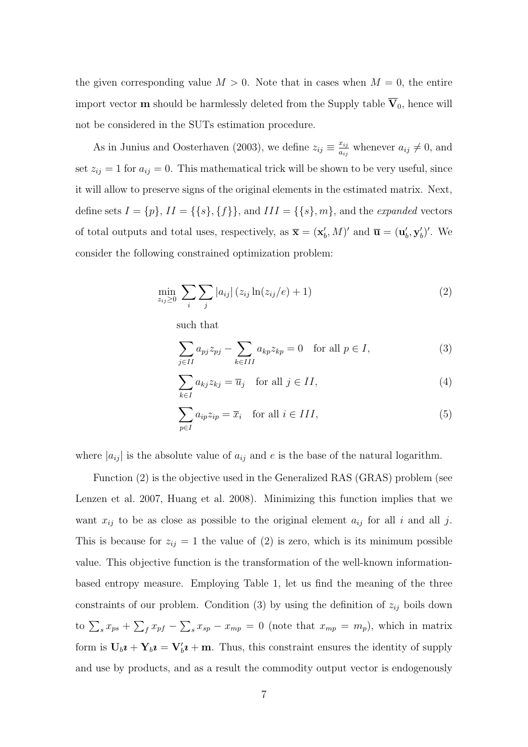the given corresponding value $M > 0$. Note that in cases when $M = 0$, the entire import vector $\mathbf{m}$ should be harmlessly deleted from the Supply table $\overline{\mathbf{V}}_0$, hence will not be considered in the SUTs estimation procedure.

As in Junius and Oosterhaven (2003), we define $z_{ij} \equiv \frac{x_{ij}}{a_{ij}}$ whenever $a_{ij} \neq 0$, and set $z_{ij} = 1$ for $a_{ij} = 0$. This mathematical trick will be shown to be very useful, since it will allow to preserve signs of the original elements in the estimated matrix. Next, define sets $I = \{p\}$, $II = \{\{s\}, \{f\}\}$, and $III = \{\{s\}, m\}$, and the *expanded* vectors of total outputs and total uses, respectively, as $\overline{\mathbf{x}} = (\mathbf{x}_b', M)'$ and $\overline{\mathbf{u}} = (\mathbf{u}_b', \mathbf{y}_b')'$. We consider the following constrained optimization problem:

$$\min_{z_{ij} \geq 0} \sum_i \sum_j |a_{ij}| \left( z_{ij} \ln(z_{ij}/e) + 1 \right) \tag{2}$$

such that

$$\sum_{j \in II} a_{pj} z_{pj} - \sum_{k \in III} a_{kp} z_{kp} = 0 \quad \text{for all } p \in I, \tag{3}$$

$$\sum_{k \in I} a_{kj} z_{kj} = \overline{u}_j \quad \text{for all } j \in II, \tag{4}$$

$$\sum_{p \in I} a_{ip} z_{ip} = \overline{x}_i \quad \text{for all } i \in III, \tag{5}$$

where $|a_{ij}|$ is the absolute value of $a_{ij}$ and $e$ is the base of the natural logarithm.

Function (2) is the objective used in the Generalized RAS (GRAS) problem (see Lenzen et al. 2007, Huang et al. 2008). Minimizing this function implies that we want $x_{ij}$ to be as close as possible to the original element $a_{ij}$ for all $i$ and all $j$. This is because for $z_{ij} = 1$ the value of (2) is zero, which is its minimum possible value. This objective function is the transformation of the well-known information-based entropy measure. Employing Table 1, let us find the meaning of the three constraints of our problem. Condition (3) by using the definition of $z_{ij}$ boils down to $\sum_s x_{ps} + \sum_f x_{pf} - \sum_s x_{sp} - x_{mp} = 0$ (note that $x_{mp} = m_p$), which in matrix form is $\mathbf{U}_b \boldsymbol{\imath} + \mathbf{Y}_b \boldsymbol{\imath} = \mathbf{V}_b' \boldsymbol{\imath} + \mathbf{m}$. Thus, this constraint ensures the identity of supply and use by products, and as a result the commodity output vector is endogenously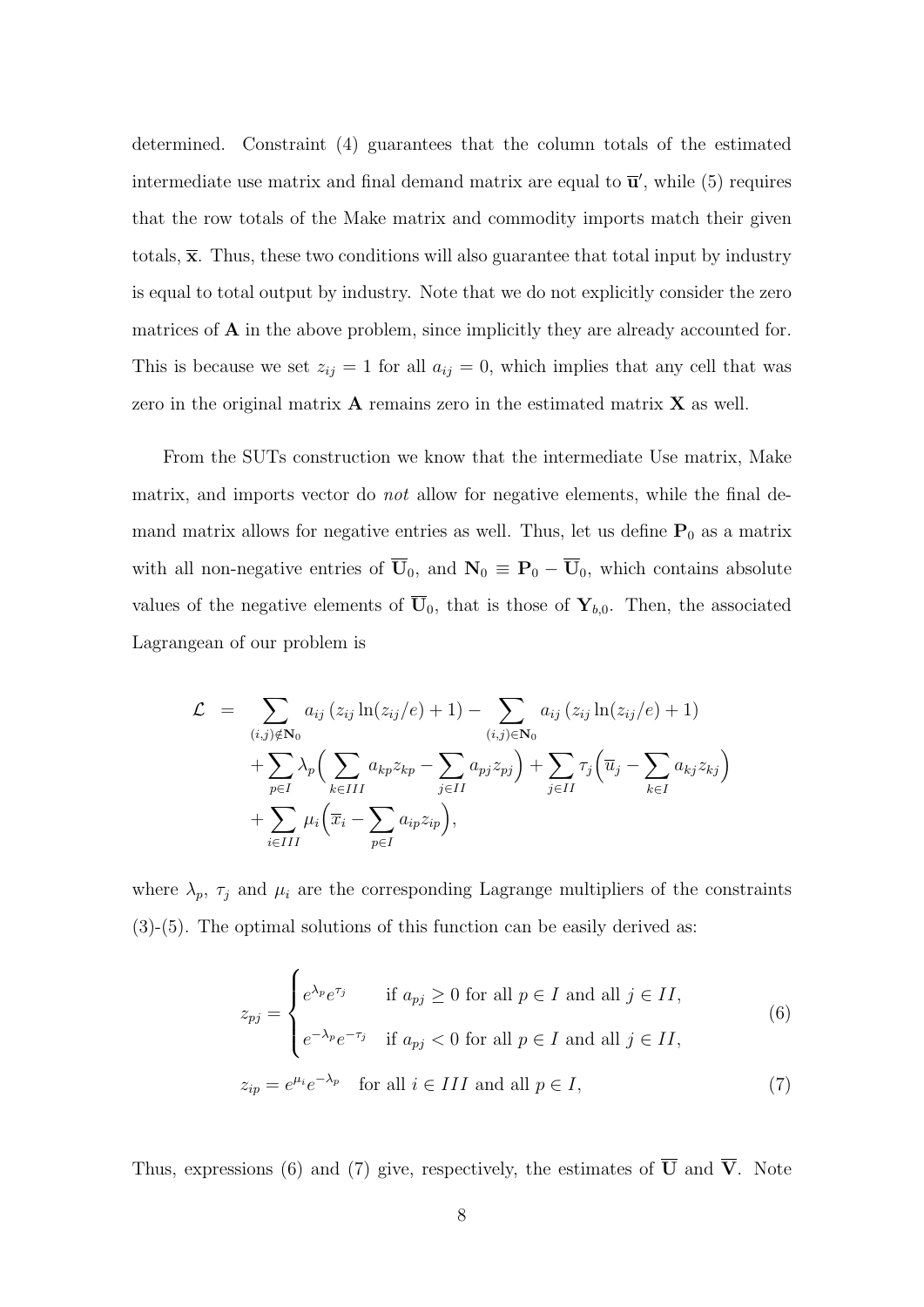determined. Constraint (4) guarantees that the column totals of the estimated intermediate use matrix and final demand matrix are equal to $\overline{\mathbf{u}}'$, while (5) requires that the row totals of the Make matrix and commodity imports match their given totals, $\overline{\mathbf{x}}$. Thus, these two conditions will also guarantee that total input by industry is equal to total output by industry. Note that we do not explicitly consider the zero matrices of $\mathbf{A}$ in the above problem, since implicitly they are already accounted for. This is because we set $z_{ij} = 1$ for all $a_{ij} = 0$, which implies that any cell that was zero in the original matrix $\mathbf{A}$ remains zero in the estimated matrix $\mathbf{X}$ as well.

From the SUTs construction we know that the intermediate Use matrix, Make matrix, and imports vector do *not* allow for negative elements, while the final demand matrix allows for negative entries as well. Thus, let us define $\mathbf{P}_0$ as a matrix with all non-negative entries of $\overline{\mathbf{U}}_0$, and $\mathbf{N}_0 \equiv \mathbf{P}_0 - \overline{\mathbf{U}}_0$, which contains absolute values of the negative elements of $\overline{\mathbf{U}}_0$, that is those of $\mathbf{Y}_{b,0}$. Then, the associated Lagrangean of our problem is

$$
\begin{aligned}
\mathcal{L} \;=\; & \sum_{(i,j)\notin \mathbf{N}_0} a_{ij}\left(z_{ij}\ln(z_{ij}/e)+1\right) - \sum_{(i,j)\in \mathbf{N}_0} a_{ij}\left(z_{ij}\ln(z_{ij}/e)+1\right) \\
& + \sum_{p\in I} \lambda_p \Big( \sum_{k\in III} a_{kp} z_{kp} - \sum_{j\in II} a_{pj} z_{pj} \Big) + \sum_{j\in II} \tau_j \Big( \overline{u}_j - \sum_{k\in I} a_{kj} z_{kj} \Big) \\
& + \sum_{i\in III} \mu_i \Big( \overline{x}_i - \sum_{p\in I} a_{ip} z_{ip} \Big),
\end{aligned}
$$

where $\lambda_p$, $\tau_j$ and $\mu_i$ are the corresponding Lagrange multipliers of the constraints (3)-(5). The optimal solutions of this function can be easily derived as:

$$
z_{pj} = \begin{cases} e^{\lambda_p} e^{\tau_j} & \text{if } a_{pj} \geq 0 \text{ for all } p \in I \text{ and all } j \in II, \\ e^{-\lambda_p} e^{-\tau_j} & \text{if } a_{pj} < 0 \text{ for all } p \in I \text{ and all } j \in II, \end{cases} \tag{6}
$$

$$
z_{ip} = e^{\mu_i} e^{-\lambda_p} \quad \text{for all } i \in III \text{ and all } p \in I, \tag{7}
$$

Thus, expressions (6) and (7) give, respectively, the estimates of $\overline{\mathbf{U}}$ and $\overline{\mathbf{V}}$. Note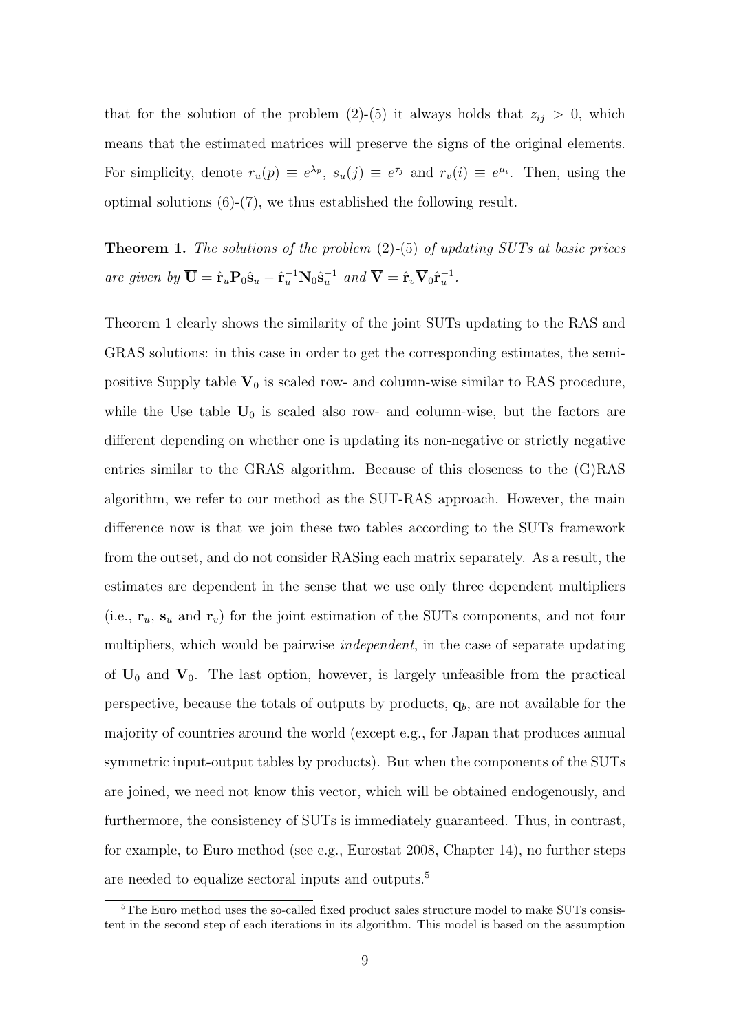that for the solution of the problem (2)-(5) it always holds that $z_{ij} > 0$, which means that the estimated matrices will preserve the signs of the original elements. For simplicity, denote $r_u(p) \equiv e^{\lambda_p}$, $s_u(j) \equiv e^{\tau_j}$ and $r_v(i) \equiv e^{\mu_i}$. Then, using the optimal solutions (6)-(7), we thus established the following result.

**Theorem 1.** *The solutions of the problem* (2)-(5) *of updating SUTs at basic prices are given by* $\overline{\mathbf{U}} = \hat{\mathbf{r}}_u \mathbf{P}_0 \hat{\mathbf{s}}_u - \hat{\mathbf{r}}_u^{-1} \mathbf{N}_0 \hat{\mathbf{s}}_u^{-1}$ *and* $\overline{\mathbf{V}} = \hat{\mathbf{r}}_v \overline{\mathbf{V}}_0 \hat{\mathbf{r}}_u^{-1}$.

Theorem 1 clearly shows the similarity of the joint SUTs updating to the RAS and GRAS solutions: in this case in order to get the corresponding estimates, the semi-positive Supply table $\overline{\mathbf{V}}_0$ is scaled row- and column-wise similar to RAS procedure, while the Use table $\overline{\mathbf{U}}_0$ is scaled also row- and column-wise, but the factors are different depending on whether one is updating its non-negative or strictly negative entries similar to the GRAS algorithm. Because of this closeness to the (G)RAS algorithm, we refer to our method as the SUT-RAS approach. However, the main difference now is that we join these two tables according to the SUTs framework from the outset, and do not consider RASing each matrix separately. As a result, the estimates are dependent in the sense that we use only three dependent multipliers (i.e., $\mathbf{r}_u$, $\mathbf{s}_u$ and $\mathbf{r}_v$) for the joint estimation of the SUTs components, and not four multipliers, which would be pairwise *independent*, in the case of separate updating of $\overline{\mathbf{U}}_0$ and $\overline{\mathbf{V}}_0$. The last option, however, is largely unfeasible from the practical perspective, because the totals of outputs by products, $\mathbf{q}_b$, are not available for the majority of countries around the world (except e.g., for Japan that produces annual symmetric input-output tables by products). But when the components of the SUTs are joined, we need not know this vector, which will be obtained endogenously, and furthermore, the consistency of SUTs is immediately guaranteed. Thus, in contrast, for example, to Euro method (see e.g., Eurostat 2008, Chapter 14), no further steps are needed to equalize sectoral inputs and outputs.[5]

[5]The Euro method uses the so-called fixed product sales structure model to make SUTs consistent in the second step of each iterations in its algorithm. This model is based on the assumption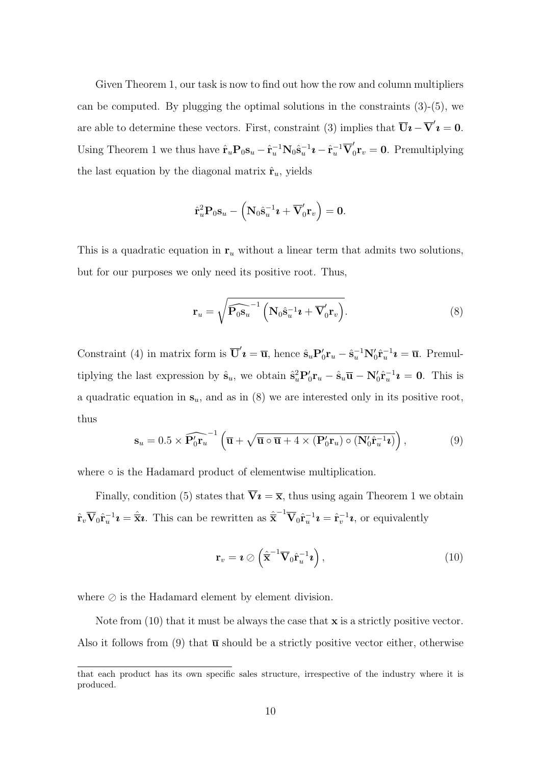Given Theorem 1, our task is now to find out how the row and column multipliers can be computed. By plugging the optimal solutions in the constraints (3)-(5), we are able to determine these vectors. First, constraint (3) implies that $\overline{\mathbf{U}}\boldsymbol{\imath} - \overline{\mathbf{V}}'\boldsymbol{\imath} = \mathbf{0}$. Using Theorem 1 we thus have $\hat{\mathbf{r}}_u \mathbf{P}_0 \mathbf{s}_u - \hat{\mathbf{r}}_u^{-1} \mathbf{N}_0 \hat{\mathbf{s}}_u^{-1} \boldsymbol{\imath} - \hat{\mathbf{r}}_u^{-1} \overline{\mathbf{V}}_0' \mathbf{r}_v = \mathbf{0}$. Premultiplying the last equation by the diagonal matrix $\hat{\mathbf{r}}_u$, yields

$$\hat{\mathbf{r}}_u^2 \mathbf{P}_0 \mathbf{s}_u - \left( \mathbf{N}_0 \hat{\mathbf{s}}_u^{-1} \boldsymbol{\imath} + \overline{\mathbf{V}}_0' \mathbf{r}_v \right) = \mathbf{0}.$$

This is a quadratic equation in $\mathbf{r}_u$ without a linear term that admits two solutions, but for our purposes we only need its positive root. Thus,

$$\mathbf{r}_u = \sqrt{\widehat{\mathbf{P}_0 \mathbf{s}_u}^{-1} \left( \mathbf{N}_0 \hat{\mathbf{s}}_u^{-1} \boldsymbol{\imath} + \overline{\mathbf{V}}_0' \mathbf{r}_v \right)}. \tag{8}$$

Constraint (4) in matrix form is $\overline{\mathbf{U}}'\boldsymbol{\imath} = \overline{\mathbf{u}}$, hence $\hat{\mathbf{s}}_u \mathbf{P}_0' \mathbf{r}_u - \hat{\mathbf{s}}_u^{-1} \mathbf{N}_0' \hat{\mathbf{r}}_u^{-1} \boldsymbol{\imath} = \overline{\mathbf{u}}$. Premultiplying the last expression by $\hat{\mathbf{s}}_u$, we obtain $\hat{\mathbf{s}}_u^2 \mathbf{P}_0' \mathbf{r}_u - \hat{\mathbf{s}}_u \overline{\mathbf{u}} - \mathbf{N}_0' \hat{\mathbf{r}}_u^{-1} \boldsymbol{\imath} = \mathbf{0}$. This is a quadratic equation in $\mathbf{s}_u$, and as in (8) we are interested only in its positive root, thus

$$\mathbf{s}_u = 0.5 \times \widehat{\mathbf{P}_0' \mathbf{r}_u}^{-1} \left( \overline{\mathbf{u}} + \sqrt{\overline{\mathbf{u}} \circ \overline{\mathbf{u}} + 4 \times (\mathbf{P}_0' \mathbf{r}_u) \circ (\mathbf{N}_0' \hat{\mathbf{r}}_u^{-1} \boldsymbol{\imath})} \right), \tag{9}$$

where $\circ$ is the Hadamard product of elementwise multiplication.

Finally, condition (5) states that $\overline{\mathbf{V}}\boldsymbol{\imath} = \overline{\mathbf{x}}$, thus using again Theorem 1 we obtain $\hat{\mathbf{r}}_v \overline{\mathbf{V}}_0 \hat{\mathbf{r}}_u^{-1} \boldsymbol{\imath} = \hat{\overline{\mathbf{x}}} \boldsymbol{\imath}$. This can be rewritten as $\hat{\overline{\mathbf{x}}}^{-1} \overline{\mathbf{V}}_0 \hat{\mathbf{r}}_u^{-1} \boldsymbol{\imath} = \hat{\mathbf{r}}_v^{-1} \boldsymbol{\imath}$, or equivalently

$$\mathbf{r}_v = \boldsymbol{\imath} \oslash \left( \hat{\overline{\mathbf{x}}}^{-1} \overline{\mathbf{V}}_0 \hat{\mathbf{r}}_u^{-1} \boldsymbol{\imath} \right), \tag{10}$$

where $\oslash$ is the Hadamard element by element division.

Note from (10) that it must be always the case that $\mathbf{x}$ is a strictly positive vector. Also it follows from (9) that $\overline{\mathbf{u}}$ should be a strictly positive vector either, otherwise

---

that each product has its own specific sales structure, irrespective of the industry where it is produced.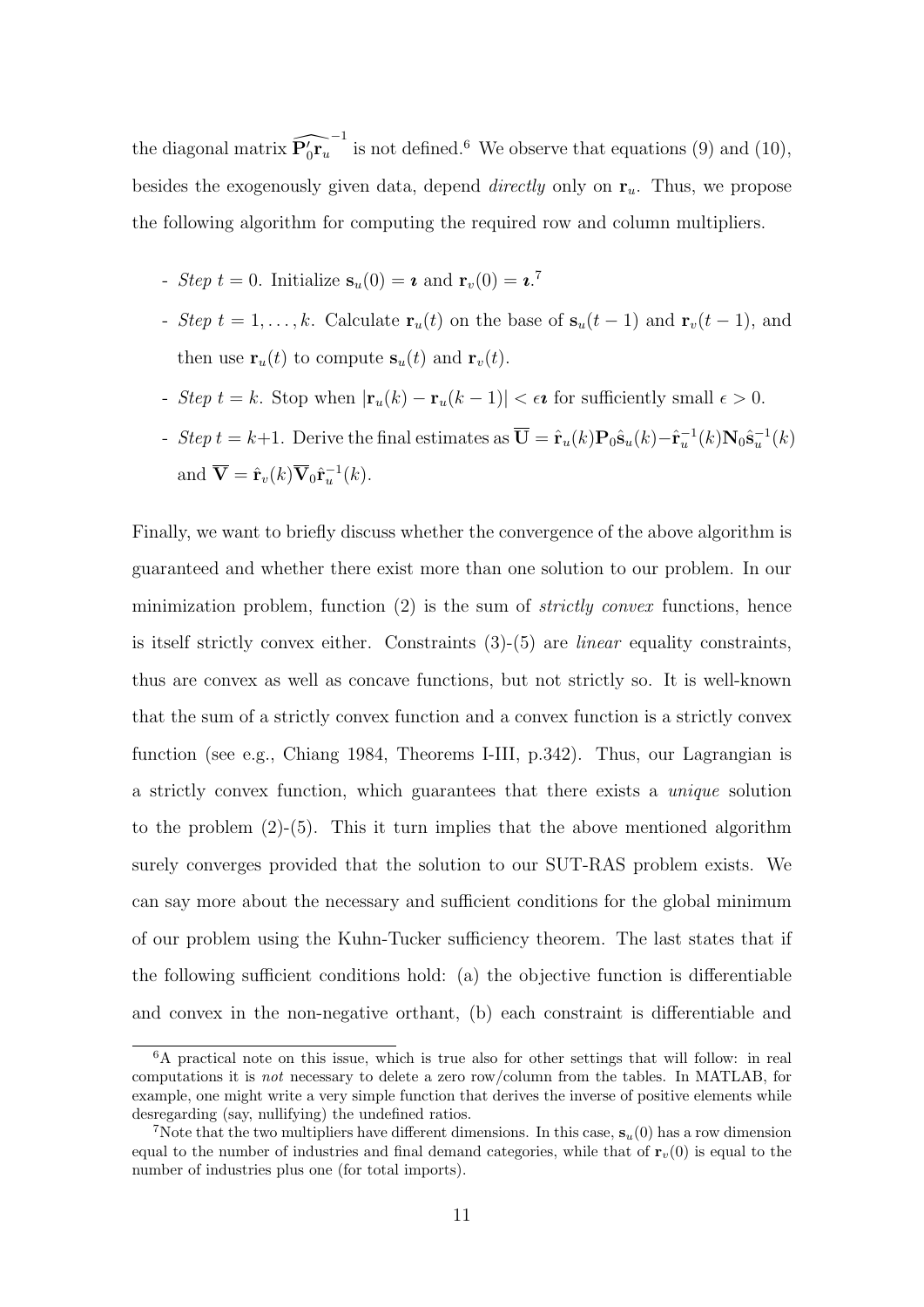the diagonal matrix $\widehat{\mathbf{P}_0'\mathbf{r}_u}^{-1}$ is not defined.[6] We observe that equations (9) and (10), besides the exogenously given data, depend *directly* only on $\mathbf{r}_u$. Thus, we propose the following algorithm for computing the required row and column multipliers.

- *Step* $t = 0$. Initialize $\mathbf{s}_u(0) = \boldsymbol{\imath}$ and $\mathbf{r}_v(0) = \boldsymbol{\imath}$.[7]
- *Step* $t = 1, \ldots, k$. Calculate $\mathbf{r}_u(t)$ on the base of $\mathbf{s}_u(t-1)$ and $\mathbf{r}_v(t-1)$, and then use $\mathbf{r}_u(t)$ to compute $\mathbf{s}_u(t)$ and $\mathbf{r}_v(t)$.
- *Step* $t = k$. Stop when $|\mathbf{r}_u(k) - \mathbf{r}_u(k-1)| < \epsilon\boldsymbol{\imath}$ for sufficiently small $\epsilon > 0$.
- *Step* $t = k{+}1$. Derive the final estimates as $\overline{\mathbf{U}} = \hat{\mathbf{r}}_u(k)\mathbf{P}_0\hat{\mathbf{s}}_u(k) - \hat{\mathbf{r}}_u^{-1}(k)\mathbf{N}_0\hat{\mathbf{s}}_u^{-1}(k)$ and $\overline{\mathbf{V}} = \hat{\mathbf{r}}_v(k)\overline{\mathbf{V}}_0\hat{\mathbf{r}}_u^{-1}(k)$.

Finally, we want to briefly discuss whether the convergence of the above algorithm is guaranteed and whether there exist more than one solution to our problem. In our minimization problem, function (2) is the sum of *strictly convex* functions, hence is itself strictly convex either. Constraints (3)-(5) are *linear* equality constraints, thus are convex as well as concave functions, but not strictly so. It is well-known that the sum of a strictly convex function and a convex function is a strictly convex function (see e.g., Chiang 1984, Theorems I-III, p.342). Thus, our Lagrangian is a strictly convex function, which guarantees that there exists a *unique* solution to the problem (2)-(5). This it turn implies that the above mentioned algorithm surely converges provided that the solution to our SUT-RAS problem exists. We can say more about the necessary and sufficient conditions for the global minimum of our problem using the Kuhn-Tucker sufficiency theorem. The last states that if the following sufficient conditions hold: (a) the objective function is differentiable and convex in the non-negative orthant, (b) each constraint is differentiable and

[6] A practical note on this issue, which is true also for other settings that will follow: in real computations it is *not* necessary to delete a zero row/column from the tables. In MATLAB, for example, one might write a very simple function that derives the inverse of positive elements while desregarding (say, nullifying) the undefined ratios.

[7] Note that the two multipliers have different dimensions. In this case, $\mathbf{s}_u(0)$ has a row dimension equal to the number of industries and final demand categories, while that of $\mathbf{r}_v(0)$ is equal to the number of industries plus one (for total imports).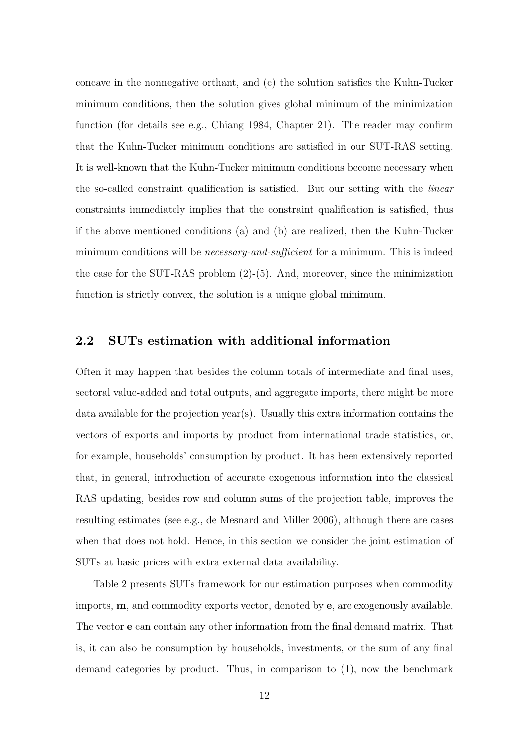concave in the nonnegative orthant, and (c) the solution satisfies the Kuhn-Tucker minimum conditions, then the solution gives global minimum of the minimization function (for details see e.g., Chiang 1984, Chapter 21). The reader may confirm that the Kuhn-Tucker minimum conditions are satisfied in our SUT-RAS setting. It is well-known that the Kuhn-Tucker minimum conditions become necessary when the so-called constraint qualification is satisfied. But our setting with the *linear* constraints immediately implies that the constraint qualification is satisfied, thus if the above mentioned conditions (a) and (b) are realized, then the Kuhn-Tucker minimum conditions will be *necessary-and-sufficient* for a minimum. This is indeed the case for the SUT-RAS problem (2)-(5). And, moreover, since the minimization function is strictly convex, the solution is a unique global minimum.

## 2.2 SUTs estimation with additional information

Often it may happen that besides the column totals of intermediate and final uses, sectoral value-added and total outputs, and aggregate imports, there might be more data available for the projection year(s). Usually this extra information contains the vectors of exports and imports by product from international trade statistics, or, for example, households' consumption by product. It has been extensively reported that, in general, introduction of accurate exogenous information into the classical RAS updating, besides row and column sums of the projection table, improves the resulting estimates (see e.g., de Mesnard and Miller 2006), although there are cases when that does not hold. Hence, in this section we consider the joint estimation of SUTs at basic prices with extra external data availability.

Table 2 presents SUTs framework for our estimation purposes when commodity imports, $\mathbf{m}$, and commodity exports vector, denoted by $\mathbf{e}$, are exogenously available. The vector $\mathbf{e}$ can contain any other information from the final demand matrix. That is, it can also be consumption by households, investments, or the sum of any final demand categories by product. Thus, in comparison to (1), now the benchmark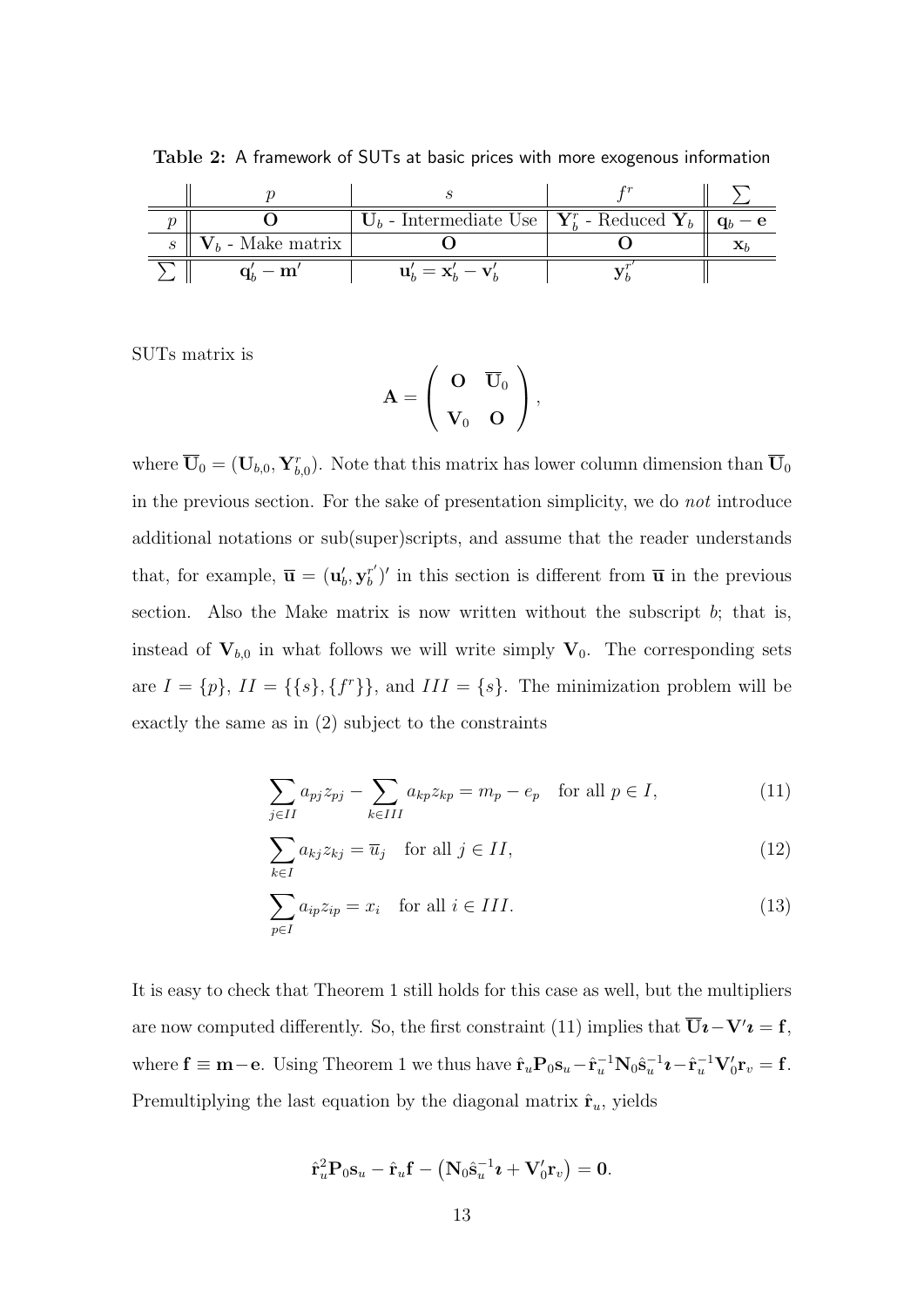**Table 2:** A framework of SUTs at basic prices with more exogenous information

| | $p$ | $s$ | $f^r$ | $\sum$ |
|---|---|---|---|---|
| $p$ | $\mathbf{O}$ | $\mathbf{U}_b$ - Intermediate Use | $\mathbf{Y}_b^r$ - Reduced $\mathbf{Y}_b$ | $\mathbf{q}_b - \mathbf{e}$ |
| $s$ | $\mathbf{V}_b$ - Make matrix | $\mathbf{O}$ | $\mathbf{O}$ | $\mathbf{x}_b$ |
| $\sum$ | $\mathbf{q}_b' - \mathbf{m}'$ | $\mathbf{u}_b' = \mathbf{x}_b' - \mathbf{v}_b'$ | $\mathbf{y}_b^{r'}$ | |

SUTs matrix is

$$\mathbf{A} = \begin{pmatrix} \mathbf{O} & \overline{\mathbf{U}}_0 \\ \mathbf{V}_0 & \mathbf{O} \end{pmatrix},$$

where $\overline{\mathbf{U}}_0 = (\mathbf{U}_{b,0}, \mathbf{Y}_{b,0}^r)$. Note that this matrix has lower column dimension than $\overline{\mathbf{U}}_0$ in the previous section. For the sake of presentation simplicity, we do *not* introduce additional notations or sub(super)scripts, and assume that the reader understands that, for example, $\overline{\mathbf{u}} = (\mathbf{u}_b', \mathbf{y}_b^{r'})'$ in this section is different from $\overline{\mathbf{u}}$ in the previous section. Also the Make matrix is now written without the subscript $b$; that is, instead of $\mathbf{V}_{b,0}$ in what follows we will write simply $\mathbf{V}_0$. The corresponding sets are $I = \{p\}$, $II = \{\{s\}, \{f^r\}\}$, and $III = \{s\}$. The minimization problem will be exactly the same as in (2) subject to the constraints

$$\sum_{j \in II} a_{pj} z_{pj} - \sum_{k \in III} a_{kp} z_{kp} = m_p - e_p \quad \text{for all } p \in I, \tag{11}$$

$$\sum_{k \in I} a_{kj} z_{kj} = \overline{u}_j \quad \text{for all } j \in II, \tag{12}$$

$$\sum_{p \in I} a_{ip} z_{ip} = x_i \quad \text{for all } i \in III. \tag{13}$$

It is easy to check that Theorem 1 still holds for this case as well, but the multipliers are now computed differently. So, the first constraint (11) implies that $\overline{\mathbf{U}}\boldsymbol{\imath} - \mathbf{V}'\boldsymbol{\imath} = \mathbf{f}$, where $\mathbf{f} \equiv \mathbf{m} - \mathbf{e}$. Using Theorem 1 we thus have $\hat{\mathbf{r}}_u \mathbf{P}_0 \mathbf{s}_u - \hat{\mathbf{r}}_u^{-1} \mathbf{N}_0 \hat{\mathbf{s}}_u^{-1} \boldsymbol{\imath} - \hat{\mathbf{r}}_u^{-1} \mathbf{V}_0' \mathbf{r}_v = \mathbf{f}$. Premultiplying the last equation by the diagonal matrix $\hat{\mathbf{r}}_u$, yields

$$\hat{\mathbf{r}}_u^2 \mathbf{P}_0 \mathbf{s}_u - \hat{\mathbf{r}}_u \mathbf{f} - \left( \mathbf{N}_0 \hat{\mathbf{s}}_u^{-1} \boldsymbol{\imath} + \mathbf{V}_0' \mathbf{r}_v \right) = \mathbf{0}.$$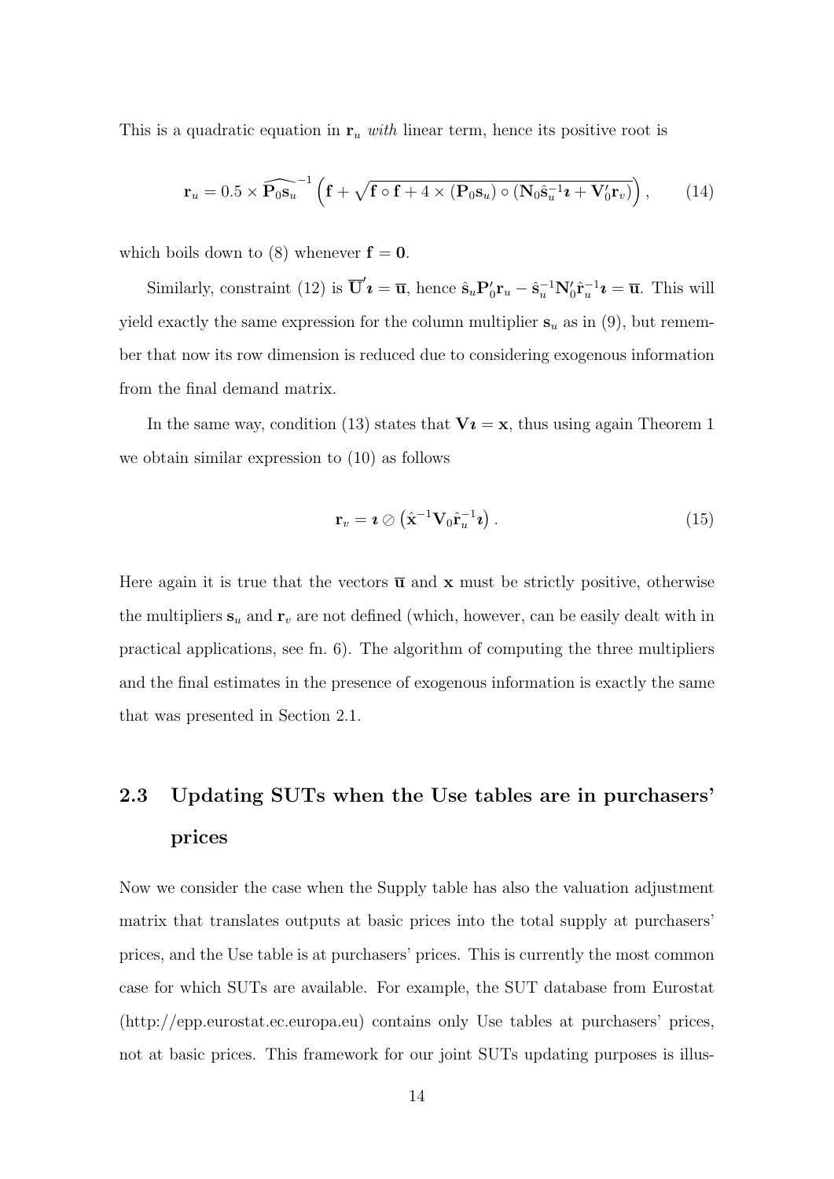This is a quadratic equation in $\mathbf{r}_u$ *with* linear term, hence its positive root is

$$\mathbf{r}_u = 0.5 \times \widehat{\mathbf{P}_0\mathbf{s}_u}^{-1} \left( \mathbf{f} + \sqrt{\mathbf{f} \circ \mathbf{f} + 4 \times (\mathbf{P}_0\mathbf{s}_u) \circ (\mathbf{N}_0\hat{\mathbf{s}}_u^{-1}\boldsymbol{\imath} + \mathbf{V}_0'\mathbf{r}_v)} \right), \tag{14}$$

which boils down to (8) whenever $\mathbf{f} = \mathbf{0}$.

Similarly, constraint (12) is $\overline{\mathbf{U}}'\boldsymbol{\imath} = \overline{\mathbf{u}}$, hence $\hat{\mathbf{s}}_u\mathbf{P}_0'\mathbf{r}_u - \hat{\mathbf{s}}_u^{-1}\mathbf{N}_0'\hat{\mathbf{r}}_u^{-1}\boldsymbol{\imath} = \overline{\mathbf{u}}$. This will yield exactly the same expression for the column multiplier $\mathbf{s}_u$ as in (9), but remember that now its row dimension is reduced due to considering exogenous information from the final demand matrix.

In the same way, condition (13) states that $\mathbf{V}\boldsymbol{\imath} = \mathbf{x}$, thus using again Theorem 1 we obtain similar expression to (10) as follows

$$\mathbf{r}_v = \boldsymbol{\imath} \oslash \left( \hat{\mathbf{x}}^{-1}\mathbf{V}_0\hat{\mathbf{r}}_u^{-1}\boldsymbol{\imath} \right). \tag{15}$$

Here again it is true that the vectors $\overline{\mathbf{u}}$ and $\mathbf{x}$ must be strictly positive, otherwise the multipliers $\mathbf{s}_u$ and $\mathbf{r}_v$ are not defined (which, however, can be easily dealt with in practical applications, see fn. 6). The algorithm of computing the three multipliers and the final estimates in the presence of exogenous information is exactly the same that was presented in Section 2.1.

## 2.3 Updating SUTs when the Use tables are in purchasers' prices

Now we consider the case when the Supply table has also the valuation adjustment matrix that translates outputs at basic prices into the total supply at purchasers' prices, and the Use table is at purchasers' prices. This is currently the most common case for which SUTs are available. For example, the SUT database from Eurostat (http://epp.eurostat.ec.europa.eu) contains only Use tables at purchasers' prices, not at basic prices. This framework for our joint SUTs updating purposes is illus-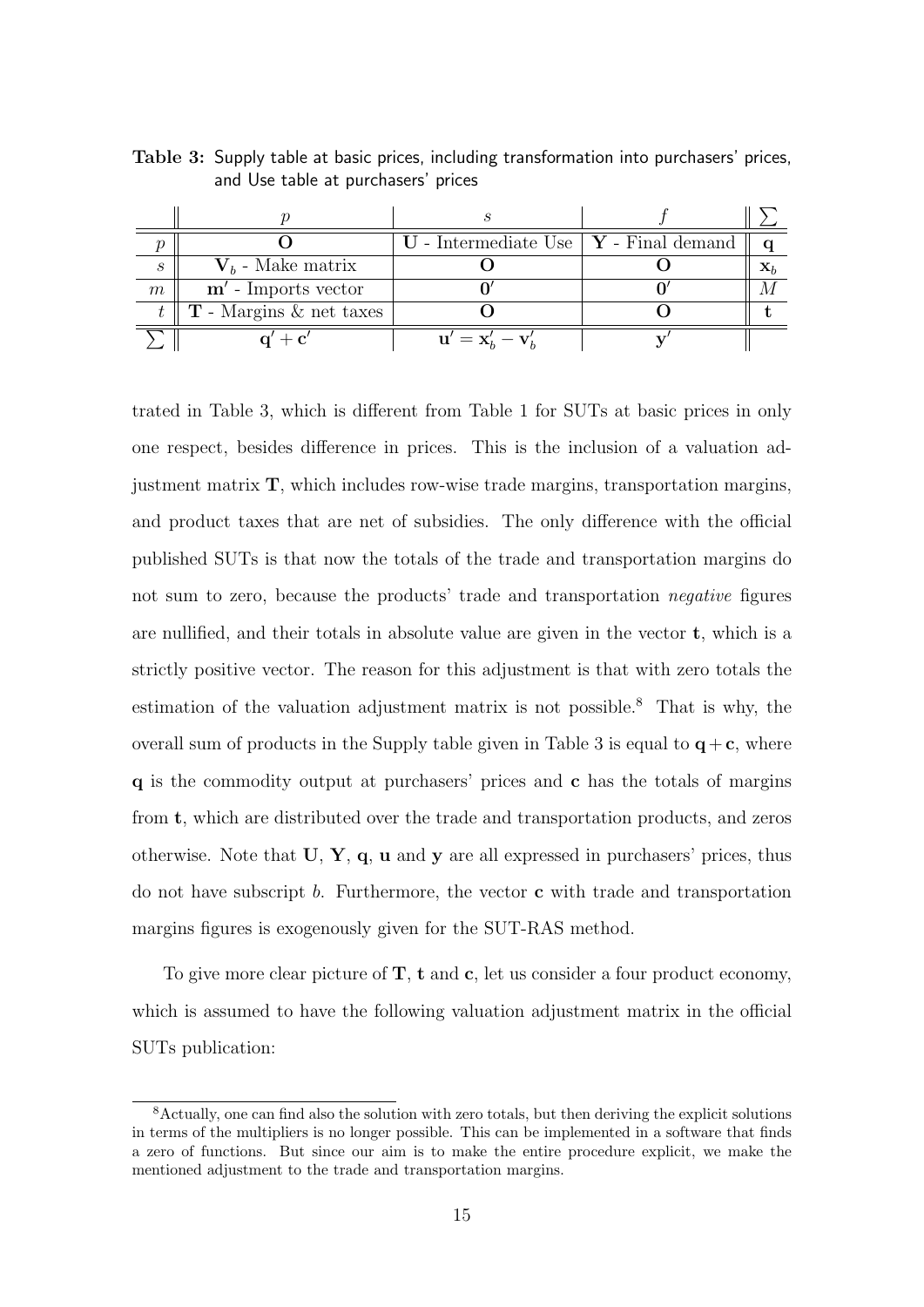**Table 3:** Supply table at basic prices, including transformation into purchasers' prices, and Use table at purchasers' prices

| | $p$ | $s$ | $f$ | $\sum$ |
|---|---|---|---|---|
| $p$ | $\mathbf{O}$ | $\mathbf{U}$ - Intermediate Use | $\mathbf{Y}$ - Final demand | $\mathbf{q}$ |
| $s$ | $\mathbf{V}_b$ - Make matrix | $\mathbf{O}$ | $\mathbf{O}$ | $\mathbf{x}_b$ |
| $m$ | $\mathbf{m}'$ - Imports vector | $\mathbf{0}'$ | $\mathbf{0}'$ | $M$ |
| $t$ | $\mathbf{T}$ - Margins & net taxes | $\mathbf{O}$ | $\mathbf{O}$ | $\mathbf{t}$ |
| $\sum$ | $\mathbf{q}' + \mathbf{c}'$ | $\mathbf{u}' = \mathbf{x}_b' - \mathbf{v}_b'$ | $\mathbf{y}'$ | |

trated in Table 3, which is different from Table 1 for SUTs at basic prices in only one respect, besides difference in prices. This is the inclusion of a valuation adjustment matrix $\mathbf{T}$, which includes row-wise trade margins, transportation margins, and product taxes that are net of subsidies. The only difference with the official published SUTs is that now the totals of the trade and transportation margins do not sum to zero, because the products' trade and transportation *negative* figures are nullified, and their totals in absolute value are given in the vector $\mathbf{t}$, which is a strictly positive vector. The reason for this adjustment is that with zero totals the estimation of the valuation adjustment matrix is not possible.[8] That is why, the overall sum of products in the Supply table given in Table 3 is equal to $\mathbf{q} + \mathbf{c}$, where $\mathbf{q}$ is the commodity output at purchasers' prices and $\mathbf{c}$ has the totals of margins from $\mathbf{t}$, which are distributed over the trade and transportation products, and zeros otherwise. Note that $\mathbf{U}$, $\mathbf{Y}$, $\mathbf{q}$, $\mathbf{u}$ and $\mathbf{y}$ are all expressed in purchasers' prices, thus do not have subscript $b$. Furthermore, the vector $\mathbf{c}$ with trade and transportation margins figures is exogenously given for the SUT-RAS method.

To give more clear picture of $\mathbf{T}$, $\mathbf{t}$ and $\mathbf{c}$, let us consider a four product economy, which is assumed to have the following valuation adjustment matrix in the official SUTs publication:

[8] Actually, one can find also the solution with zero totals, but then deriving the explicit solutions in terms of the multipliers is no longer possible. This can be implemented in a software that finds a zero of functions. But since our aim is to make the entire procedure explicit, we make the mentioned adjustment to the trade and transportation margins.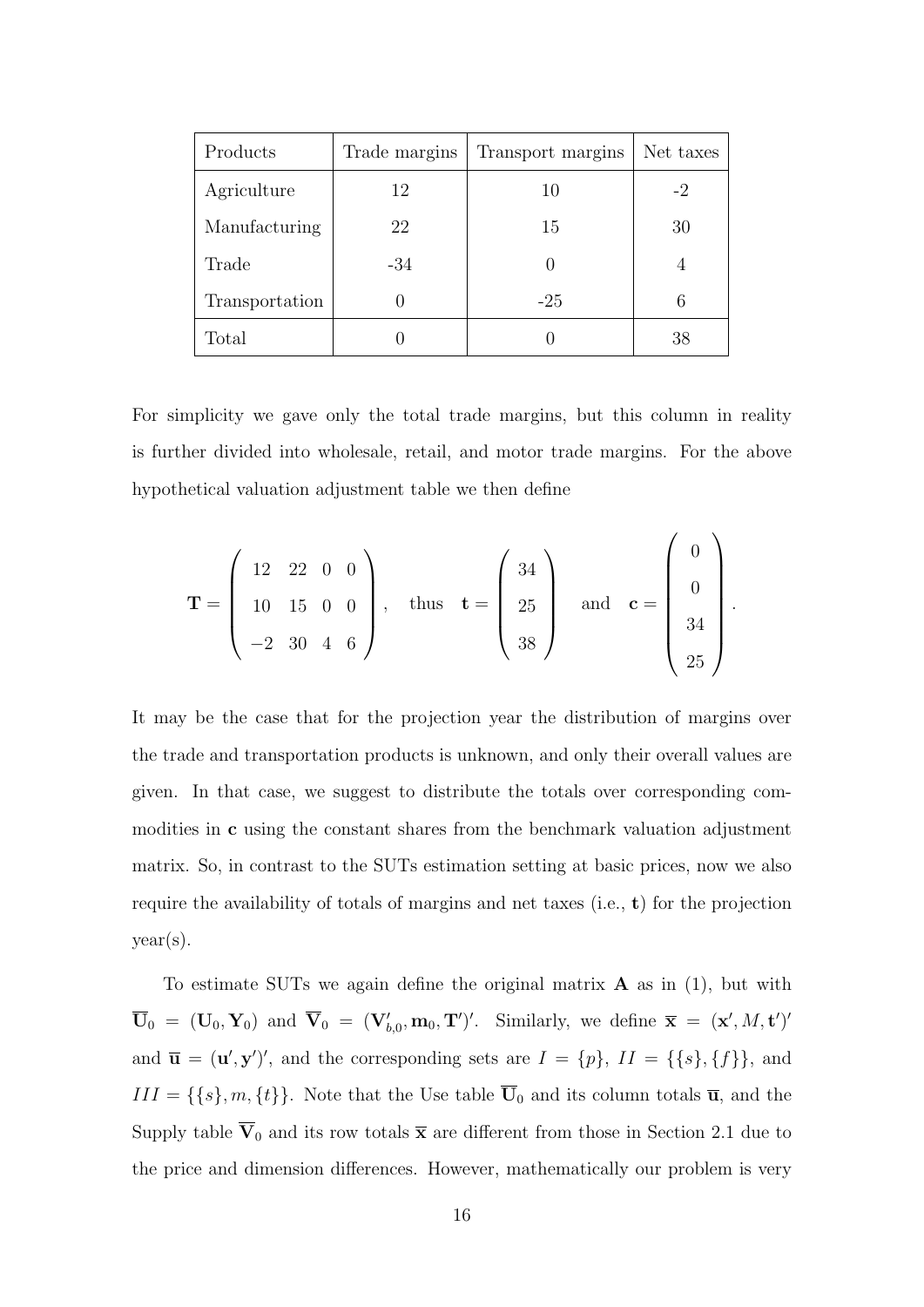| Products | Trade margins | Transport margins | Net taxes |
|---|---|---|---|
| Agriculture | 12 | 10 | -2 |
| Manufacturing | 22 | 15 | 30 |
| Trade | -34 | 0 | 4 |
| Transportation | 0 | -25 | 6 |
| Total | 0 | 0 | 38 |

For simplicity we gave only the total trade margins, but this column in reality is further divided into wholesale, retail, and motor trade margins. For the above hypothetical valuation adjustment table we then define

$$\mathbf{T} = \begin{pmatrix} 12 & 22 & 0 & 0 \\ 10 & 15 & 0 & 0 \\ -2 & 30 & 4 & 6 \end{pmatrix}, \quad \text{thus} \quad \mathbf{t} = \begin{pmatrix} 34 \\ 25 \\ 38 \end{pmatrix} \quad \text{and} \quad \mathbf{c} = \begin{pmatrix} 0 \\ 0 \\ 34 \\ 25 \end{pmatrix}.$$

It may be the case that for the projection year the distribution of margins over the trade and transportation products is unknown, and only their overall values are given. In that case, we suggest to distribute the totals over corresponding commodities in $\mathbf{c}$ using the constant shares from the benchmark valuation adjustment matrix. So, in contrast to the SUTs estimation setting at basic prices, now we also require the availability of totals of margins and net taxes (i.e., $\mathbf{t}$) for the projection year(s).

To estimate SUTs we again define the original matrix $\mathbf{A}$ as in (1), but with $\overline{\mathbf{U}}_0 = (\mathbf{U}_0, \mathbf{Y}_0)$ and $\overline{\mathbf{V}}_0 = (\mathbf{V}'_{b,0}, \mathbf{m}_0, \mathbf{T}')'$. Similarly, we define $\overline{\mathbf{x}} = (\mathbf{x}', M, \mathbf{t}')'$ and $\overline{\mathbf{u}} = (\mathbf{u}', \mathbf{y}')'$, and the corresponding sets are $I = \{p\}$, $II = \{\{s\}, \{f\}\}$, and $III = \{\{s\}, m, \{t\}\}$. Note that the Use table $\overline{\mathbf{U}}_0$ and its column totals $\overline{\mathbf{u}}$, and the Supply table $\overline{\mathbf{V}}_0$ and its row totals $\overline{\mathbf{x}}$ are different from those in Section 2.1 due to the price and dimension differences. However, mathematically our problem is very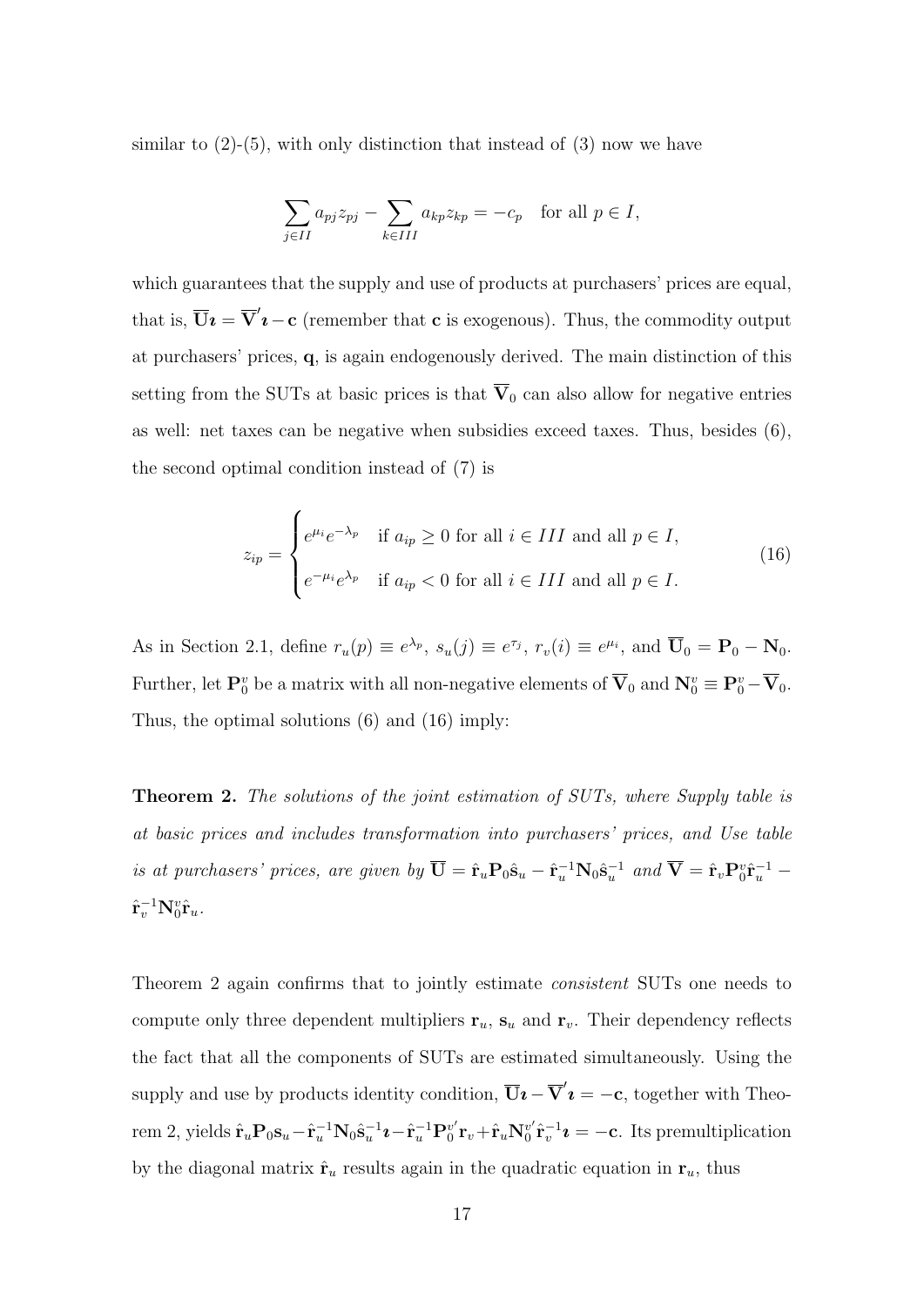similar to (2)-(5), with only distinction that instead of (3) now we have

$$\sum_{j \in II} a_{pj} z_{pj} - \sum_{k \in III} a_{kp} z_{kp} = -c_p \quad \text{for all } p \in I,$$

which guarantees that the supply and use of products at purchasers' prices are equal, that is, $\overline{\mathbf{U}}\boldsymbol{\imath} = \overline{\mathbf{V}}'\boldsymbol{\imath} - \mathbf{c}$ (remember that $\mathbf{c}$ is exogenous). Thus, the commodity output at purchasers' prices, $\mathbf{q}$, is again endogenously derived. The main distinction of this setting from the SUTs at basic prices is that $\overline{\mathbf{V}}_0$ can also allow for negative entries as well: net taxes can be negative when subsidies exceed taxes. Thus, besides (6), the second optimal condition instead of (7) is

$$z_{ip} = \begin{cases} e^{\mu_i} e^{-\lambda_p} & \text{if } a_{ip} \geq 0 \text{ for all } i \in III \text{ and all } p \in I, \\ e^{-\mu_i} e^{\lambda_p} & \text{if } a_{ip} < 0 \text{ for all } i \in III \text{ and all } p \in I. \end{cases} \tag{16}$$

As in Section 2.1, define $r_u(p) \equiv e^{\lambda_p}$, $s_u(j) \equiv e^{\tau_j}$, $r_v(i) \equiv e^{\mu_i}$, and $\overline{\mathbf{U}}_0 = \mathbf{P}_0 - \mathbf{N}_0$. Further, let $\mathbf{P}_0^v$ be a matrix with all non-negative elements of $\overline{\mathbf{V}}_0$ and $\mathbf{N}_0^v \equiv \mathbf{P}_0^v - \overline{\mathbf{V}}_0$. Thus, the optimal solutions (6) and (16) imply:

**Theorem 2.** *The solutions of the joint estimation of SUTs, where Supply table is at basic prices and includes transformation into purchasers' prices, and Use table is at purchasers' prices, are given by* $\overline{\mathbf{U}} = \hat{\mathbf{r}}_u \mathbf{P}_0 \hat{\mathbf{s}}_u - \hat{\mathbf{r}}_u^{-1} \mathbf{N}_0 \hat{\mathbf{s}}_u^{-1}$ *and* $\overline{\mathbf{V}} = \hat{\mathbf{r}}_v \mathbf{P}_0^v \hat{\mathbf{r}}_u^{-1} - \hat{\mathbf{r}}_v^{-1} \mathbf{N}_0^v \hat{\mathbf{r}}_u$.

Theorem 2 again confirms that to jointly estimate *consistent* SUTs one needs to compute only three dependent multipliers $\mathbf{r}_u$, $\mathbf{s}_u$ and $\mathbf{r}_v$. Their dependency reflects the fact that all the components of SUTs are estimated simultaneously. Using the supply and use by products identity condition, $\overline{\mathbf{U}}\boldsymbol{\imath} - \overline{\mathbf{V}}'\boldsymbol{\imath} = -\mathbf{c}$, together with Theorem 2, yields $\hat{\mathbf{r}}_u \mathbf{P}_0 \mathbf{s}_u - \hat{\mathbf{r}}_u^{-1} \mathbf{N}_0 \hat{\mathbf{s}}_u^{-1} \boldsymbol{\imath} - \hat{\mathbf{r}}_u^{-1} \mathbf{P}_0^{v\prime} \mathbf{r}_v + \hat{\mathbf{r}}_u \mathbf{N}_0^{v\prime} \hat{\mathbf{r}}_v^{-1} \boldsymbol{\imath} = -\mathbf{c}$. Its premultiplication by the diagonal matrix $\hat{\mathbf{r}}_u$ results again in the quadratic equation in $\mathbf{r}_u$, thus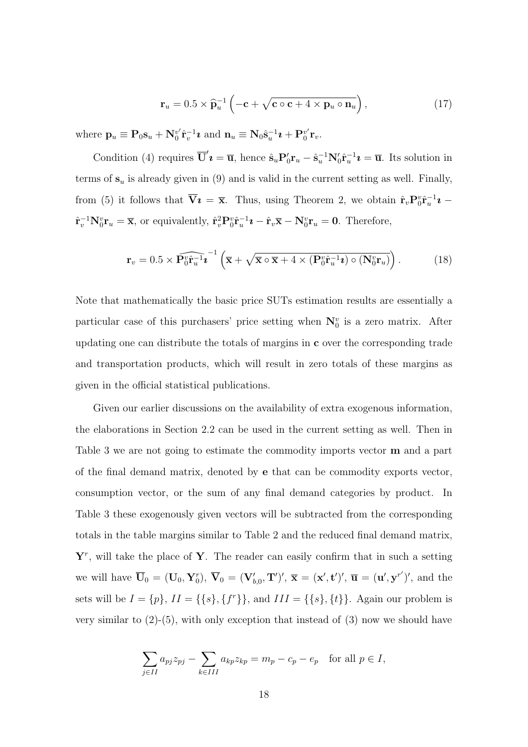$$\mathbf{r}_u = 0.5 \times \widehat{\mathbf{p}}_u^{-1} \left( -\mathbf{c} + \sqrt{\mathbf{c} \circ \mathbf{c} + 4 \times \mathbf{p}_u \circ \mathbf{n}_u} \right), \tag{17}$$

where $\mathbf{p}_u \equiv \mathbf{P}_0 \mathbf{s}_u + \mathbf{N}_0^{v'} \hat{\mathbf{r}}_v^{-1} \boldsymbol{\imath}$ and $\mathbf{n}_u \equiv \mathbf{N}_0 \hat{\mathbf{s}}_u^{-1} \boldsymbol{\imath} + \mathbf{P}_0^{v'} \mathbf{r}_v$.

Condition (4) requires $\overline{\mathbf{U}}' \boldsymbol{\imath} = \overline{\mathbf{u}}$, hence $\hat{\mathbf{s}}_u \mathbf{P}_0' \mathbf{r}_u - \hat{\mathbf{s}}_u^{-1} \mathbf{N}_0' \hat{\mathbf{r}}_u^{-1} \boldsymbol{\imath} = \overline{\mathbf{u}}$. Its solution in terms of $\mathbf{s}_u$ is already given in (9) and is valid in the current setting as well. Finally, from (5) it follows that $\overline{\mathbf{V}} \boldsymbol{\imath} = \overline{\mathbf{x}}$. Thus, using Theorem 2, we obtain $\hat{\mathbf{r}}_v \mathbf{P}_0^v \hat{\mathbf{r}}_u^{-1} \boldsymbol{\imath} - \hat{\mathbf{r}}_v^{-1} \mathbf{N}_0^v \mathbf{r}_u = \overline{\mathbf{x}}$, or equivalently, $\hat{\mathbf{r}}_v^2 \mathbf{P}_0^v \hat{\mathbf{r}}_u^{-1} \boldsymbol{\imath} - \hat{\mathbf{r}}_v \overline{\mathbf{x}} - \mathbf{N}_0^v \mathbf{r}_u = \mathbf{0}$. Therefore,

$$\mathbf{r}_v = 0.5 \times \widehat{\mathbf{P}_0^v \hat{\mathbf{r}}_u^{-1} \boldsymbol{\imath}}^{-1} \left( \overline{\mathbf{x}} + \sqrt{\overline{\mathbf{x}} \circ \overline{\mathbf{x}} + 4 \times (\mathbf{P}_0^v \hat{\mathbf{r}}_u^{-1} \boldsymbol{\imath}) \circ (\mathbf{N}_0^v \mathbf{r}_u)} \right). \tag{18}$$

Note that mathematically the basic price SUTs estimation results are essentially a particular case of this purchasers' price setting when $\mathbf{N}_0^v$ is a zero matrix. After updating one can distribute the totals of margins in $\mathbf{c}$ over the corresponding trade and transportation products, which will result in zero totals of these margins as given in the official statistical publications.

Given our earlier discussions on the availability of extra exogenous information, the elaborations in Section 2.2 can be used in the current setting as well. Then in Table 3 we are not going to estimate the commodity imports vector $\mathbf{m}$ and a part of the final demand matrix, denoted by $\mathbf{e}$ that can be commodity exports vector, consumption vector, or the sum of any final demand categories by product. In Table 3 these exogenously given vectors will be subtracted from the corresponding totals in the table margins similar to Table 2 and the reduced final demand matrix, $\mathbf{Y}^r$, will take the place of $\mathbf{Y}$. The reader can easily confirm that in such a setting we will have $\overline{\mathbf{U}}_0 = (\mathbf{U}_0, \mathbf{Y}_0^r)$, $\overline{\mathbf{V}}_0 = (\mathbf{V}_{b,0}', \mathbf{T}')'$, $\overline{\mathbf{x}} = (\mathbf{x}', \mathbf{t}')'$, $\overline{\mathbf{u}} = (\mathbf{u}', \mathbf{y}^{r'})'$, and the sets will be $I = \{p\}$, $II = \{\{s\}, \{f^r\}\}$, and $III = \{\{s\}, \{t\}\}$. Again our problem is very similar to (2)-(5), with only exception that instead of (3) now we should have

$$\sum_{j \in II} a_{pj} z_{pj} - \sum_{k \in III} a_{kp} z_{kp} = m_p - c_p - e_p \quad \text{for all } p \in I,$$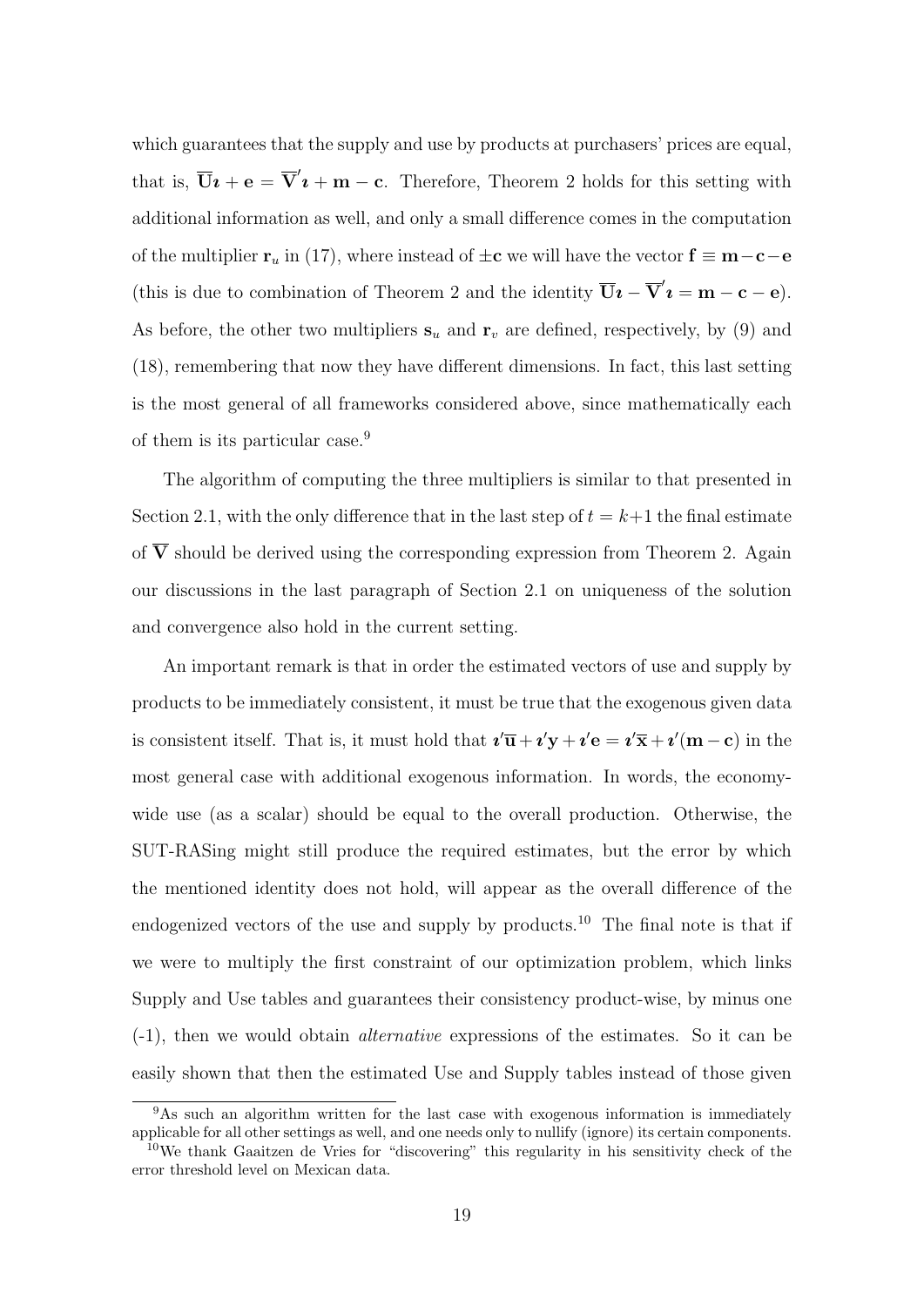which guarantees that the supply and use by products at purchasers' prices are equal, that is, $\overline{\mathbf{U}}\boldsymbol{\imath} + \mathbf{e} = \overline{\mathbf{V}}'\boldsymbol{\imath} + \mathbf{m} - \mathbf{c}$. Therefore, Theorem 2 holds for this setting with additional information as well, and only a small difference comes in the computation of the multiplier $\mathbf{r}_u$ in (17), where instead of $\pm\mathbf{c}$ we will have the vector $\mathbf{f} \equiv \mathbf{m} - \mathbf{c} - \mathbf{e}$ (this is due to combination of Theorem 2 and the identity $\overline{\mathbf{U}}\boldsymbol{\imath} - \overline{\mathbf{V}}'\boldsymbol{\imath} = \mathbf{m} - \mathbf{c} - \mathbf{e}$). As before, the other two multipliers $\mathbf{s}_u$ and $\mathbf{r}_v$ are defined, respectively, by (9) and (18), remembering that now they have different dimensions. In fact, this last setting is the most general of all frameworks considered above, since mathematically each of them is its particular case.[9]

The algorithm of computing the three multipliers is similar to that presented in Section 2.1, with the only difference that in the last step of $t = k+1$ the final estimate of $\overline{\mathbf{V}}$ should be derived using the corresponding expression from Theorem 2. Again our discussions in the last paragraph of Section 2.1 on uniqueness of the solution and convergence also hold in the current setting.

An important remark is that in order the estimated vectors of use and supply by products to be immediately consistent, it must be true that the exogenous given data is consistent itself. That is, it must hold that $\boldsymbol{\imath}'\overline{\mathbf{u}} + \boldsymbol{\imath}'\mathbf{y} + \boldsymbol{\imath}'\mathbf{e} = \boldsymbol{\imath}'\overline{\mathbf{x}} + \boldsymbol{\imath}'(\mathbf{m} - \mathbf{c})$ in the most general case with additional exogenous information. In words, the economy-wide use (as a scalar) should be equal to the overall production. Otherwise, the SUT-RASing might still produce the required estimates, but the error by which the mentioned identity does not hold, will appear as the overall difference of the endogenized vectors of the use and supply by products.[10] The final note is that if we were to multiply the first constraint of our optimization problem, which links Supply and Use tables and guarantees their consistency product-wise, by minus one (-1), then we would obtain *alternative* expressions of the estimates. So it can be easily shown that then the estimated Use and Supply tables instead of those given

---

[9]As such an algorithm written for the last case with exogenous information is immediately applicable for all other settings as well, and one needs only to nullify (ignore) its certain components.

[10]We thank Gaaitzen de Vries for "discovering" this regularity in his sensitivity check of the error threshold level on Mexican data.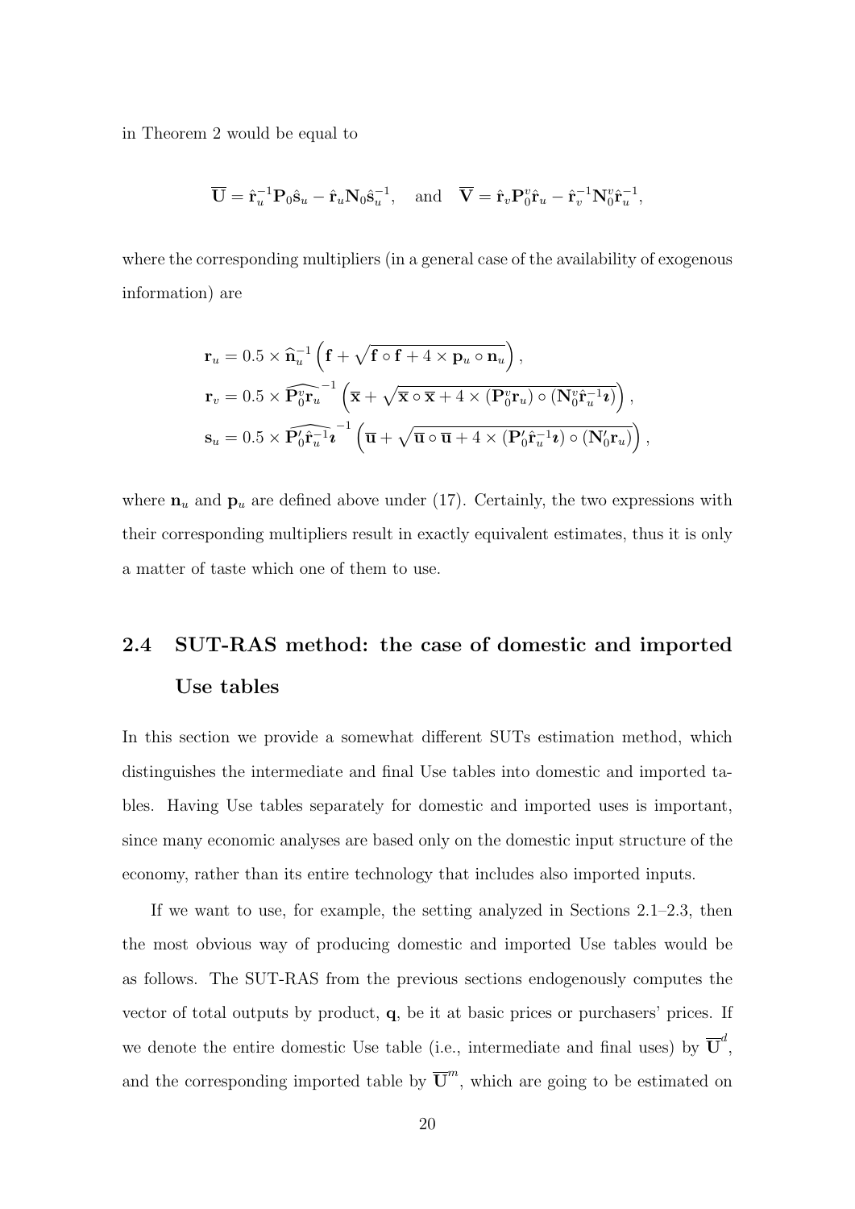in Theorem 2 would be equal to

$$\overline{\mathbf{U}} = \hat{\mathbf{r}}_u^{-1}\mathbf{P}_0\hat{\mathbf{s}}_u - \hat{\mathbf{r}}_u\mathbf{N}_0\hat{\mathbf{s}}_u^{-1}, \quad \text{and} \quad \overline{\mathbf{V}} = \hat{\mathbf{r}}_v\mathbf{P}_0^v\hat{\mathbf{r}}_u - \hat{\mathbf{r}}_v^{-1}\mathbf{N}_0^v\hat{\mathbf{r}}_u^{-1},$$

where the corresponding multipliers (in a general case of the availability of exogenous information) are

$$\begin{aligned}
\mathbf{r}_u &= 0.5 \times \widehat{\mathbf{n}}_u^{-1}\left(\mathbf{f} + \sqrt{\mathbf{f}\circ\mathbf{f} + 4\times\mathbf{p}_u\circ\mathbf{n}_u}\right), \\
\mathbf{r}_v &= 0.5 \times \widehat{\mathbf{P}_0^v\mathbf{r}_u}^{-1}\left(\overline{\mathbf{x}} + \sqrt{\overline{\mathbf{x}}\circ\overline{\mathbf{x}} + 4\times(\mathbf{P}_0^v\mathbf{r}_u)\circ(\mathbf{N}_0^v\hat{\mathbf{r}}_u^{-1}\boldsymbol{\imath})}\right), \\
\mathbf{s}_u &= 0.5 \times \widehat{\mathbf{P}_0'\hat{\mathbf{r}}_u^{-1}\boldsymbol{\imath}}^{-1}\left(\overline{\mathbf{u}} + \sqrt{\overline{\mathbf{u}}\circ\overline{\mathbf{u}} + 4\times(\mathbf{P}_0'\hat{\mathbf{r}}_u^{-1}\boldsymbol{\imath})\circ(\mathbf{N}_0'\mathbf{r}_u)}\right),
\end{aligned}$$

where $\mathbf{n}_u$ and $\mathbf{p}_u$ are defined above under (17). Certainly, the two expressions with their corresponding multipliers result in exactly equivalent estimates, thus it is only a matter of taste which one of them to use.

## 2.4 SUT-RAS method: the case of domestic and imported Use tables

In this section we provide a somewhat different SUTs estimation method, which distinguishes the intermediate and final Use tables into domestic and imported tables. Having Use tables separately for domestic and imported uses is important, since many economic analyses are based only on the domestic input structure of the economy, rather than its entire technology that includes also imported inputs.

If we want to use, for example, the setting analyzed in Sections 2.1–2.3, then the most obvious way of producing domestic and imported Use tables would be as follows. The SUT-RAS from the previous sections endogenously computes the vector of total outputs by product, $\mathbf{q}$, be it at basic prices or purchasers' prices. If we denote the entire domestic Use table (i.e., intermediate and final uses) by $\overline{\mathbf{U}}^d$, and the corresponding imported table by $\overline{\mathbf{U}}^m$, which are going to be estimated on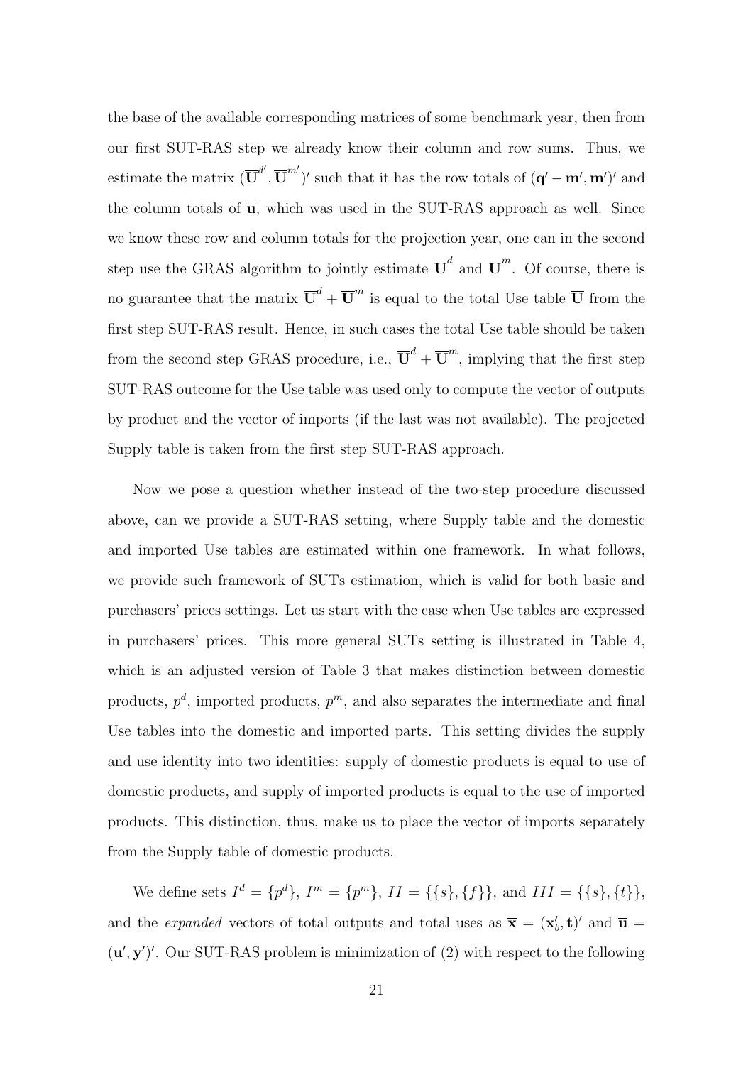the base of the available corresponding matrices of some benchmark year, then from our first SUT-RAS step we already know their column and row sums. Thus, we estimate the matrix $(\overline{\mathbf{U}}^{d'}, \overline{\mathbf{U}}^{m'})'$ such that it has the row totals of $(\mathbf{q}' - \mathbf{m}', \mathbf{m}')'$ and the column totals of $\overline{\mathbf{u}}$, which was used in the SUT-RAS approach as well. Since we know these row and column totals for the projection year, one can in the second step use the GRAS algorithm to jointly estimate $\overline{\mathbf{U}}^{d}$ and $\overline{\mathbf{U}}^{m}$. Of course, there is no guarantee that the matrix $\overline{\mathbf{U}}^{d} + \overline{\mathbf{U}}^{m}$ is equal to the total Use table $\overline{\mathbf{U}}$ from the first step SUT-RAS result. Hence, in such cases the total Use table should be taken from the second step GRAS procedure, i.e., $\overline{\mathbf{U}}^{d} + \overline{\mathbf{U}}^{m}$, implying that the first step SUT-RAS outcome for the Use table was used only to compute the vector of outputs by product and the vector of imports (if the last was not available). The projected Supply table is taken from the first step SUT-RAS approach.

Now we pose a question whether instead of the two-step procedure discussed above, can we provide a SUT-RAS setting, where Supply table and the domestic and imported Use tables are estimated within one framework. In what follows, we provide such framework of SUTs estimation, which is valid for both basic and purchasers' prices settings. Let us start with the case when Use tables are expressed in purchasers' prices. This more general SUTs setting is illustrated in Table 4, which is an adjusted version of Table 3 that makes distinction between domestic products, $p^d$, imported products, $p^m$, and also separates the intermediate and final Use tables into the domestic and imported parts. This setting divides the supply and use identity into two identities: supply of domestic products is equal to use of domestic products, and supply of imported products is equal to the use of imported products. This distinction, thus, make us to place the vector of imports separately from the Supply table of domestic products.

We define sets $I^d = \{p^d\}$, $I^m = \{p^m\}$, $II = \{\{s\}, \{f\}\}$, and $III = \{\{s\}, \{t\}\}$, and the *expanded* vectors of total outputs and total uses as $\overline{\mathbf{x}} = (\mathbf{x}_b', \mathbf{t})'$ and $\overline{\mathbf{u}} = (\mathbf{u}', \mathbf{y}')'$. Our SUT-RAS problem is minimization of (2) with respect to the following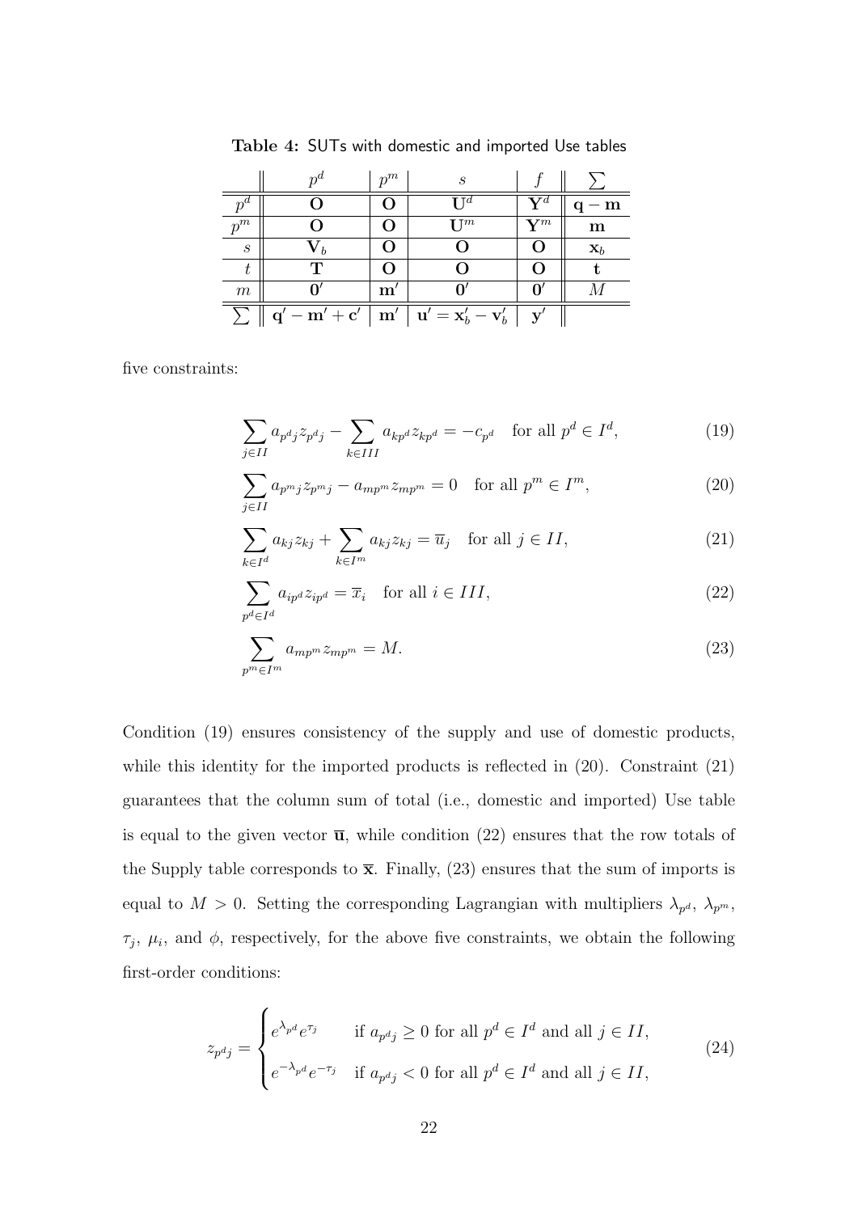**Table 4:** SUTs with domestic and imported Use tables

| | $p^d$ | $p^m$ | $s$ | $f$ | $\sum$ |
|---|---|---|---|---|---|
| $p^d$ | $\mathbf{O}$ | $\mathbf{O}$ | $\mathbf{U}^d$ | $\mathbf{Y}^d$ | $\mathbf{q}-\mathbf{m}$ |
| $p^m$ | $\mathbf{O}$ | $\mathbf{O}$ | $\mathbf{U}^m$ | $\mathbf{Y}^m$ | $\mathbf{m}$ |
| $s$ | $\mathbf{V}_b$ | $\mathbf{O}$ | $\mathbf{O}$ | $\mathbf{O}$ | $\mathbf{x}_b$ |
| $t$ | $\mathbf{T}$ | $\mathbf{O}$ | $\mathbf{O}$ | $\mathbf{O}$ | $\mathbf{t}$ |
| $m$ | $\mathbf{0}'$ | $\mathbf{m}'$ | $\mathbf{0}'$ | $\mathbf{0}'$ | $M$ |
| $\sum$ | $\mathbf{q}'-\mathbf{m}'+\mathbf{c}'$ | $\mathbf{m}'$ | $\mathbf{u}'=\mathbf{x}_b'-\mathbf{v}_b'$ | $\mathbf{y}'$ | |

five constraints:

$$\sum_{j\in II} a_{p^dj}z_{p^dj} - \sum_{k\in III} a_{kp^d}z_{kp^d} = -c_{p^d} \quad \text{for all } p^d \in I^d, \tag{19}$$

$$\sum_{j\in II} a_{p^mj}z_{p^mj} - a_{mp^m}z_{mp^m} = 0 \quad \text{for all } p^m \in I^m, \tag{20}$$

$$\sum_{k\in I^d} a_{kj}z_{kj} + \sum_{k\in I^m} a_{kj}z_{kj} = \overline{u}_j \quad \text{for all } j \in II, \tag{21}$$

$$\sum_{p^d\in I^d} a_{ip^d}z_{ip^d} = \overline{x}_i \quad \text{for all } i \in III, \tag{22}$$

$$\sum_{p^m\in I^m} a_{mp^m}z_{mp^m} = M. \tag{23}$$

Condition (19) ensures consistency of the supply and use of domestic products, while this identity for the imported products is reflected in (20). Constraint (21) guarantees that the column sum of total (i.e., domestic and imported) Use table is equal to the given vector $\overline{\mathbf{u}}$, while condition (22) ensures that the row totals of the Supply table corresponds to $\overline{\mathbf{x}}$. Finally, (23) ensures that the sum of imports is equal to $M > 0$. Setting the corresponding Lagrangian with multipliers $\lambda_{p^d}$, $\lambda_{p^m}$, $\tau_j$, $\mu_i$, and $\phi$, respectively, for the above five constraints, we obtain the following first-order conditions:

$$z_{p^dj} = \begin{cases} e^{\lambda_{p^d}}e^{\tau_j} & \text{if } a_{p^dj} \geq 0 \text{ for all } p^d \in I^d \text{ and all } j \in II, \\ e^{-\lambda_{p^d}}e^{-\tau_j} & \text{if } a_{p^dj} < 0 \text{ for all } p^d \in I^d \text{ and all } j \in II, \end{cases} \tag{24}$$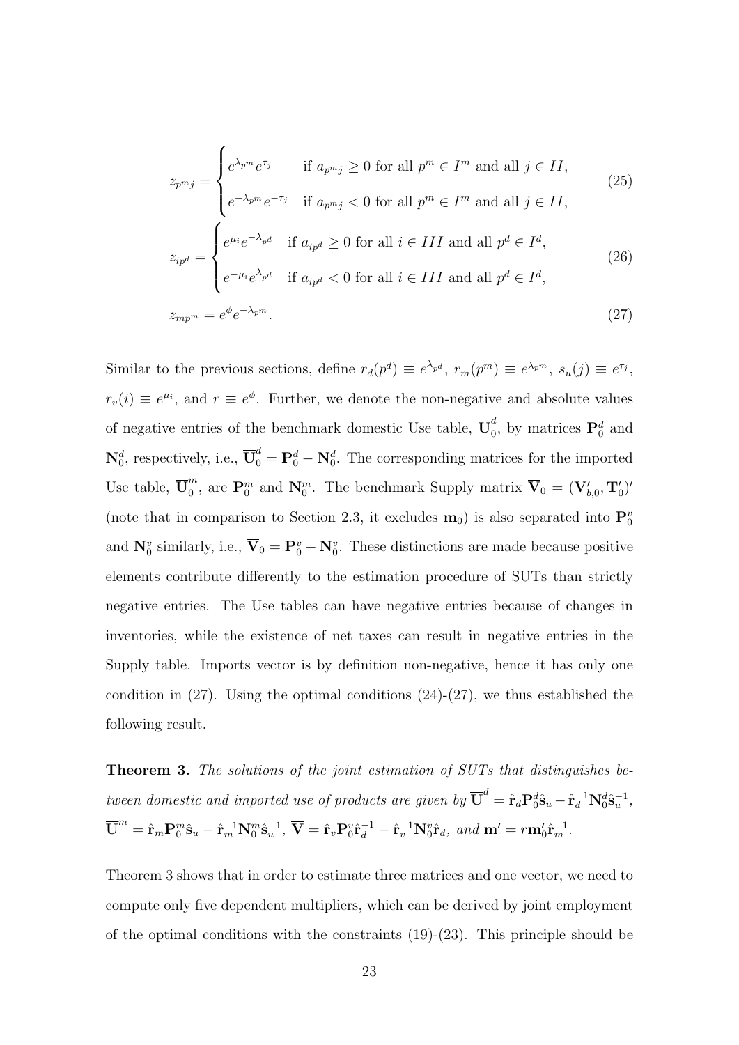$$
z_{p^m j} = \begin{cases} e^{\lambda_{p^m}} e^{\tau_j} & \text{if } a_{p^m j} \geq 0 \text{ for all } p^m \in I^m \text{ and all } j \in II, \\ e^{-\lambda_{p^m}} e^{-\tau_j} & \text{if } a_{p^m j} < 0 \text{ for all } p^m \in I^m \text{ and all } j \in II, \end{cases} \tag{25}
$$

$$
z_{ip^d} = \begin{cases} e^{\mu_i} e^{-\lambda_{p^d}} & \text{if } a_{ip^d} \geq 0 \text{ for all } i \in III \text{ and all } p^d \in I^d, \\ e^{-\mu_i} e^{\lambda_{p^d}} & \text{if } a_{ip^d} < 0 \text{ for all } i \in III \text{ and all } p^d \in I^d, \end{cases} \tag{26}
$$

$$
z_{mp^m} = e^{\phi} e^{-\lambda_{p^m}}. \tag{27}
$$

Similar to the previous sections, define $r_d(p^d) \equiv e^{\lambda_{p^d}}$, $r_m(p^m) \equiv e^{\lambda_{p^m}}$, $s_u(j) \equiv e^{\tau_j}$, $r_v(i) \equiv e^{\mu_i}$, and $r \equiv e^{\phi}$. Further, we denote the non-negative and absolute values of negative entries of the benchmark domestic Use table, $\overline{\mathbf{U}}_0^d$, by matrices $\mathbf{P}_0^d$ and $\mathbf{N}_0^d$, respectively, i.e., $\overline{\mathbf{U}}_0^d = \mathbf{P}_0^d - \mathbf{N}_0^d$. The corresponding matrices for the imported Use table, $\overline{\mathbf{U}}_0^m$, are $\mathbf{P}_0^m$ and $\mathbf{N}_0^m$. The benchmark Supply matrix $\overline{\mathbf{V}}_0 = (\mathbf{V}_{b,0}', \mathbf{T}_0')'$ (note that in comparison to Section 2.3, it excludes $\mathbf{m}_0$) is also separated into $\mathbf{P}_0^v$ and $\mathbf{N}_0^v$ similarly, i.e., $\overline{\mathbf{V}}_0 = \mathbf{P}_0^v - \mathbf{N}_0^v$. These distinctions are made because positive elements contribute differently to the estimation procedure of SUTs than strictly negative entries. The Use tables can have negative entries because of changes in inventories, while the existence of net taxes can result in negative entries in the Supply table. Imports vector is by definition non-negative, hence it has only one condition in (27). Using the optimal conditions (24)-(27), we thus established the following result.

**Theorem 3.** *The solutions of the joint estimation of SUTs that distinguishes between domestic and imported use of products are given by* $\overline{\mathbf{U}}^d = \hat{\mathbf{r}}_d \mathbf{P}_0^d \hat{\mathbf{s}}_u - \hat{\mathbf{r}}_d^{-1} \mathbf{N}_0^d \hat{\mathbf{s}}_u^{-1}$, $\overline{\mathbf{U}}^m = \hat{\mathbf{r}}_m \mathbf{P}_0^m \hat{\mathbf{s}}_u - \hat{\mathbf{r}}_m^{-1} \mathbf{N}_0^m \hat{\mathbf{s}}_u^{-1}$, $\overline{\mathbf{V}} = \hat{\mathbf{r}}_v \mathbf{P}_0^v \hat{\mathbf{r}}_d^{-1} - \hat{\mathbf{r}}_v^{-1} \mathbf{N}_0^v \hat{\mathbf{r}}_d$, *and* $\mathbf{m}' = r \mathbf{m}_0' \hat{\mathbf{r}}_m^{-1}$.

Theorem 3 shows that in order to estimate three matrices and one vector, we need to compute only five dependent multipliers, which can be derived by joint employment of the optimal conditions with the constraints (19)-(23). This principle should be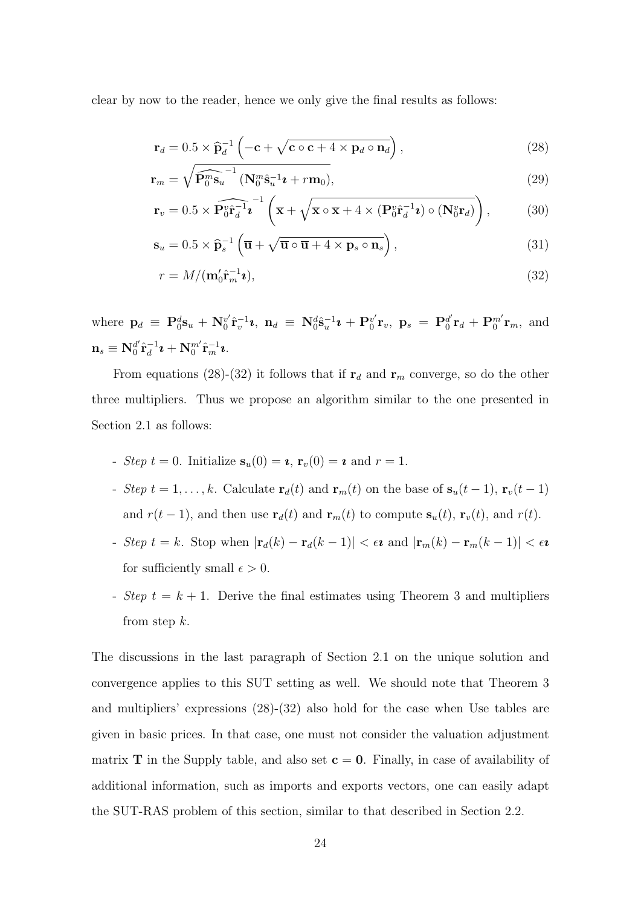clear by now to the reader, hence we only give the final results as follows:

$$\mathbf{r}_d = 0.5 \times \widehat{\mathbf{p}}_d^{-1}\left(-\mathbf{c} + \sqrt{\mathbf{c}\circ\mathbf{c} + 4\times\mathbf{p}_d\circ\mathbf{n}_d}\right), \tag{28}$$

$$\mathbf{r}_m = \sqrt{\widehat{\mathbf{P}_0^m\mathbf{s}_u}^{-1}(\mathbf{N}_0^m\hat{\mathbf{s}}_u^{-1}\boldsymbol{\imath} + r\mathbf{m}_0)}, \tag{29}$$

$$\mathbf{r}_v = 0.5\times\widehat{\mathbf{P}_0^v\hat{\mathbf{r}}_d^{-1}\boldsymbol{\imath}}^{-1}\left(\overline{\mathbf{x}} + \sqrt{\overline{\mathbf{x}}\circ\overline{\mathbf{x}} + 4\times(\mathbf{P}_0^v\hat{\mathbf{r}}_d^{-1}\boldsymbol{\imath})\circ(\mathbf{N}_0^v\mathbf{r}_d)}\right), \tag{30}$$

$$\mathbf{s}_u = 0.5\times\widehat{\mathbf{p}}_s^{-1}\left(\overline{\mathbf{u}} + \sqrt{\overline{\mathbf{u}}\circ\overline{\mathbf{u}} + 4\times\mathbf{p}_s\circ\mathbf{n}_s}\right), \tag{31}$$

$$r = M/(\mathbf{m}_0'\hat{\mathbf{r}}_m^{-1}\boldsymbol{\imath}), \tag{32}$$

where $\mathbf{p}_d \equiv \mathbf{P}_0^d\mathbf{s}_u + \mathbf{N}_0^{v'}\hat{\mathbf{r}}_v^{-1}\boldsymbol{\imath}$, $\mathbf{n}_d \equiv \mathbf{N}_0^d\hat{\mathbf{s}}_u^{-1}\boldsymbol{\imath} + \mathbf{P}_0^{v'}\mathbf{r}_v$, $\mathbf{p}_s = \mathbf{P}_0^{d'}\mathbf{r}_d + \mathbf{P}_0^{m'}\mathbf{r}_m$, and $\mathbf{n}_s \equiv \mathbf{N}_0^{d'}\hat{\mathbf{r}}_d^{-1}\boldsymbol{\imath} + \mathbf{N}_0^{m'}\hat{\mathbf{r}}_m^{-1}\boldsymbol{\imath}$.

From equations (28)-(32) it follows that if $\mathbf{r}_d$ and $\mathbf{r}_m$ converge, so do the other three multipliers. Thus we propose an algorithm similar to the one presented in Section 2.1 as follows:

- *Step* $t = 0$. Initialize $\mathbf{s}_u(0) = \boldsymbol{\imath}$, $\mathbf{r}_v(0) = \boldsymbol{\imath}$ and $r = 1$.
- *Step* $t = 1, \ldots, k$. Calculate $\mathbf{r}_d(t)$ and $\mathbf{r}_m(t)$ on the base of $\mathbf{s}_u(t-1)$, $\mathbf{r}_v(t-1)$ and $r(t-1)$, and then use $\mathbf{r}_d(t)$ and $\mathbf{r}_m(t)$ to compute $\mathbf{s}_u(t)$, $\mathbf{r}_v(t)$, and $r(t)$.
- *Step* $t = k$. Stop when $|\mathbf{r}_d(k) - \mathbf{r}_d(k-1)| < \epsilon\boldsymbol{\imath}$ and $|\mathbf{r}_m(k) - \mathbf{r}_m(k-1)| < \epsilon\boldsymbol{\imath}$ for sufficiently small $\epsilon > 0$.
- *Step* $t = k+1$. Derive the final estimates using Theorem 3 and multipliers from step $k$.

The discussions in the last paragraph of Section 2.1 on the unique solution and convergence applies to this SUT setting as well. We should note that Theorem 3 and multipliers' expressions (28)-(32) also hold for the case when Use tables are given in basic prices. In that case, one must not consider the valuation adjustment matrix $\mathbf{T}$ in the Supply table, and also set $\mathbf{c} = \mathbf{0}$. Finally, in case of availability of additional information, such as imports and exports vectors, one can easily adapt the SUT-RAS problem of this section, similar to that described in Section 2.2.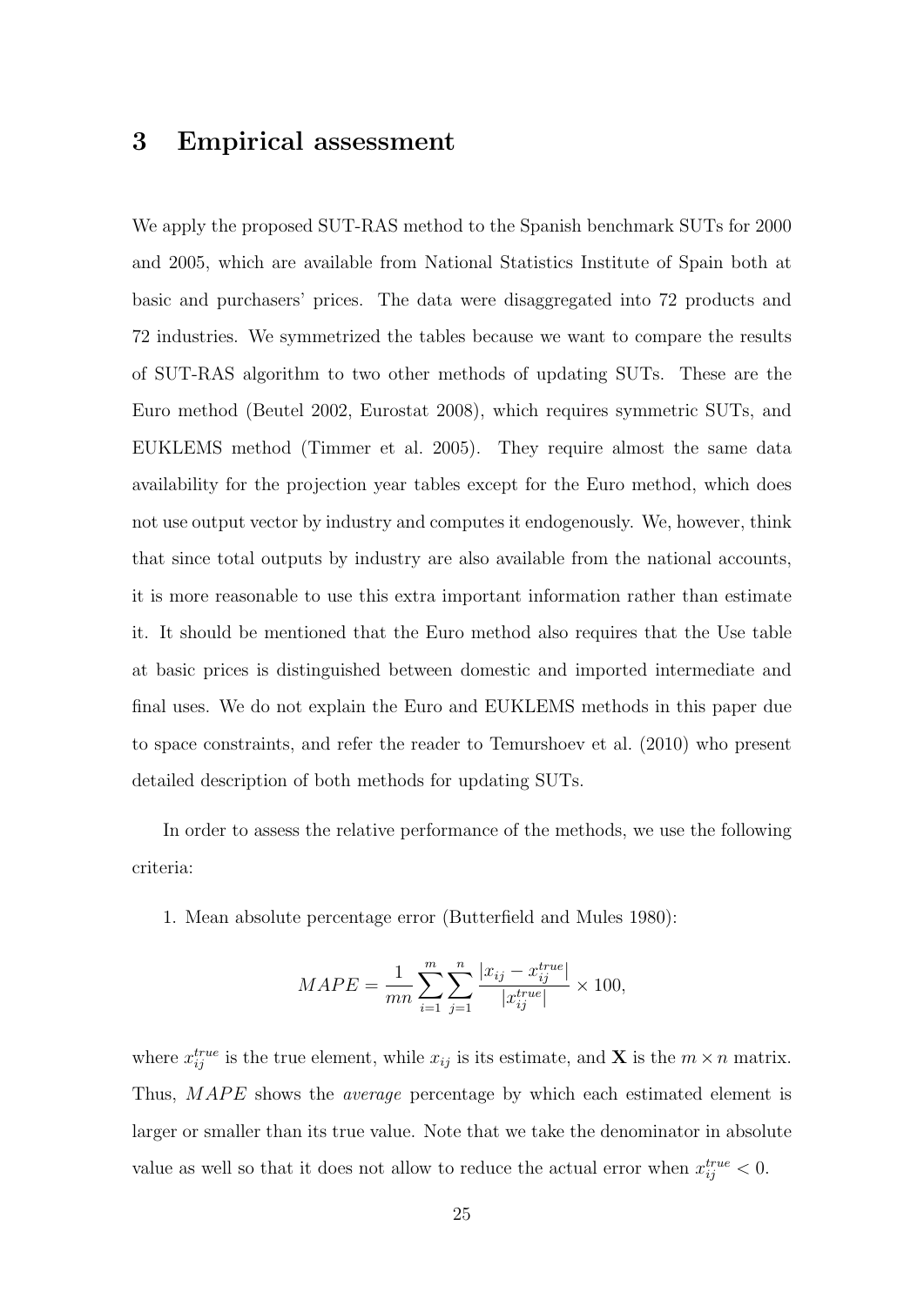## 3 Empirical assessment

We apply the proposed SUT-RAS method to the Spanish benchmark SUTs for 2000 and 2005, which are available from National Statistics Institute of Spain both at basic and purchasers' prices. The data were disaggregated into 72 products and 72 industries. We symmetrized the tables because we want to compare the results of SUT-RAS algorithm to two other methods of updating SUTs. These are the Euro method (Beutel 2002, Eurostat 2008), which requires symmetric SUTs, and EUKLEMS method (Timmer et al. 2005). They require almost the same data availability for the projection year tables except for the Euro method, which does not use output vector by industry and computes it endogenously. We, however, think that since total outputs by industry are also available from the national accounts, it is more reasonable to use this extra important information rather than estimate it. It should be mentioned that the Euro method also requires that the Use table at basic prices is distinguished between domestic and imported intermediate and final uses. We do not explain the Euro and EUKLEMS methods in this paper due to space constraints, and refer the reader to Temurshoev et al. (2010) who present detailed description of both methods for updating SUTs.

In order to assess the relative performance of the methods, we use the following criteria:

1. Mean absolute percentage error (Butterfield and Mules 1980):

$$MAPE = \frac{1}{mn}\sum_{i=1}^{m}\sum_{j=1}^{n}\frac{|x_{ij} - x_{ij}^{true}|}{|x_{ij}^{true}|} \times 100,$$

where $x_{ij}^{true}$ is the true element, while $x_{ij}$ is its estimate, and $\mathbf{X}$ is the $m \times n$ matrix. Thus, $MAPE$ shows the *average* percentage by which each estimated element is larger or smaller than its true value. Note that we take the denominator in absolute value as well so that it does not allow to reduce the actual error when $x_{ij}^{true} < 0$.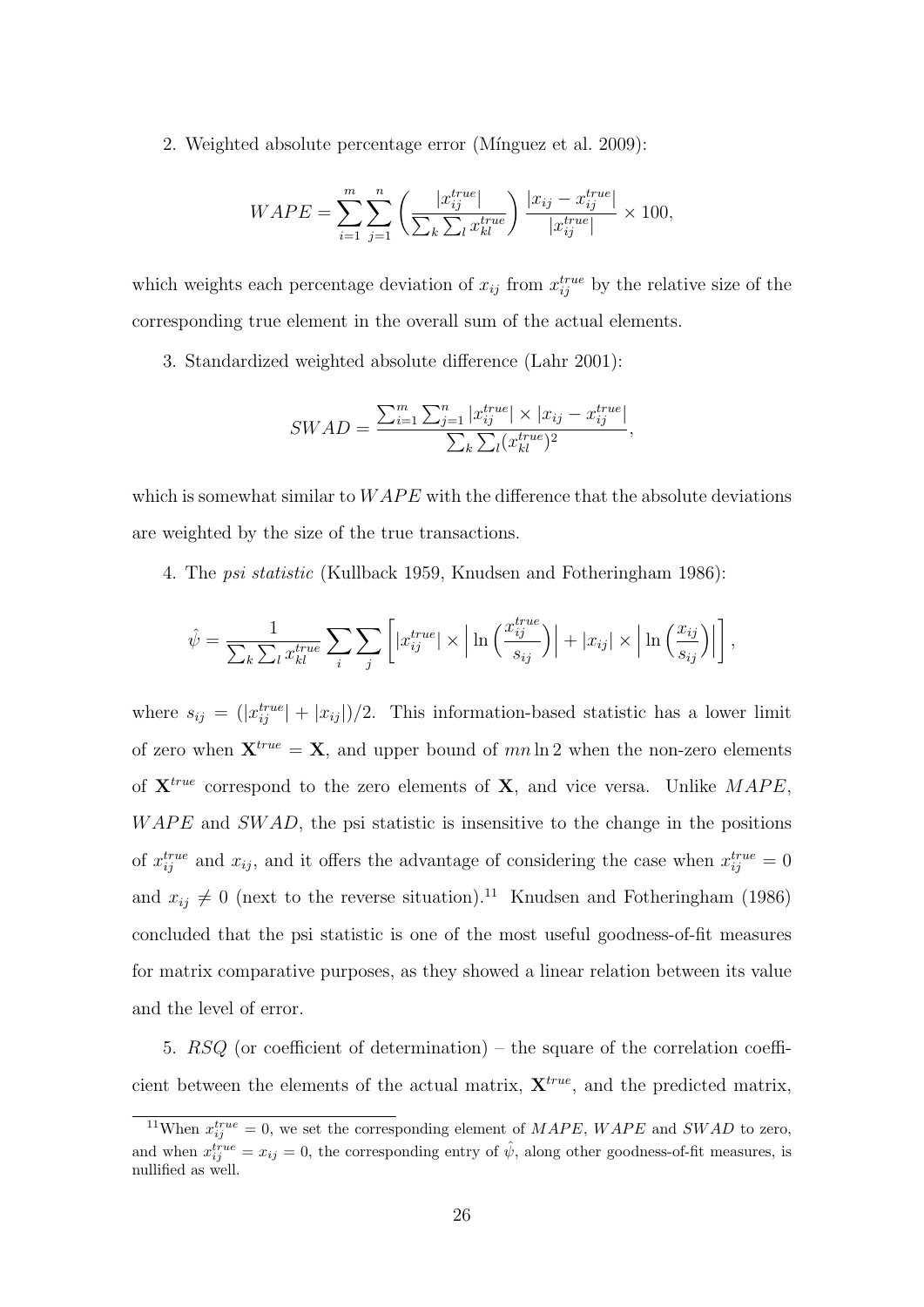2. Weighted absolute percentage error (Mínguez et al. 2009):

$$WAPE = \sum_{i=1}^{m} \sum_{j=1}^{n} \left( \frac{|x_{ij}^{true}|}{\sum_k \sum_l x_{kl}^{true}} \right) \frac{|x_{ij} - x_{ij}^{true}|}{|x_{ij}^{true}|} \times 100,$$

which weights each percentage deviation of $x_{ij}$ from $x_{ij}^{true}$ by the relative size of the corresponding true element in the overall sum of the actual elements.

3. Standardized weighted absolute difference (Lahr 2001):

$$SWAD = \frac{\sum_{i=1}^{m} \sum_{j=1}^{n} |x_{ij}^{true}| \times |x_{ij} - x_{ij}^{true}|}{\sum_k \sum_l (x_{kl}^{true})^2},$$

which is somewhat similar to $WAPE$ with the difference that the absolute deviations are weighted by the size of the true transactions.

4. The *psi statistic* (Kullback 1959, Knudsen and Fotheringham 1986):

$$\hat{\psi} = \frac{1}{\sum_k \sum_l x_{kl}^{true}} \sum_i \sum_j \left[ |x_{ij}^{true}| \times \left| \ln \left( \frac{x_{ij}^{true}}{s_{ij}} \right) \right| + |x_{ij}| \times \left| \ln \left( \frac{x_{ij}}{s_{ij}} \right) \right| \right],$$

where $s_{ij} = (|x_{ij}^{true}| + |x_{ij}|)/2$. This information-based statistic has a lower limit of zero when $\mathbf{X}^{true} = \mathbf{X}$, and upper bound of $mn \ln 2$ when the non-zero elements of $\mathbf{X}^{true}$ correspond to the zero elements of $\mathbf{X}$, and vice versa. Unlike $MAPE$, $WAPE$ and $SWAD$, the psi statistic is insensitive to the change in the positions of $x_{ij}^{true}$ and $x_{ij}$, and it offers the advantage of considering the case when $x_{ij}^{true} = 0$ and $x_{ij} \neq 0$ (next to the reverse situation).[11] Knudsen and Fotheringham (1986) concluded that the psi statistic is one of the most useful goodness-of-fit measures for matrix comparative purposes, as they showed a linear relation between its value and the level of error.

5. $RSQ$ (or coefficient of determination) – the square of the correlation coefficient between the elements of the actual matrix, $\mathbf{X}^{true}$, and the predicted matrix,

[11] When $x_{ij}^{true} = 0$, we set the corresponding element of $MAPE$, $WAPE$ and $SWAD$ to zero, and when $x_{ij}^{true} = x_{ij} = 0$, the corresponding entry of $\hat{\psi}$, along other goodness-of-fit measures, is nullified as well.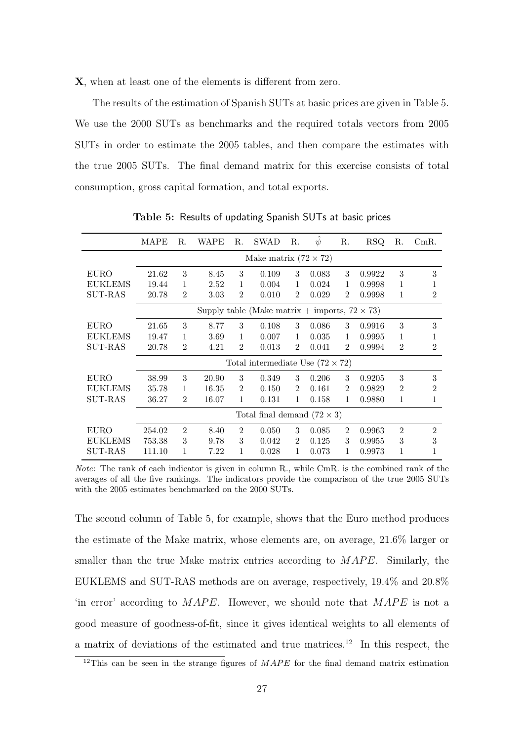**X**, when at least one of the elements is different from zero.

The results of the estimation of Spanish SUTs at basic prices are given in Table 5. We use the 2000 SUTs as benchmarks and the required totals vectors from 2005 SUTs in order to estimate the 2005 tables, and then compare the estimates with the true 2005 SUTs. The final demand matrix for this exercise consists of total consumption, gross capital formation, and total exports.

**Table 5:** Results of updating Spanish SUTs at basic prices

| | MAPE | R. | WAPE | R. | SWAD | R. | $\hat{\psi}$ | R. | RSQ | R. | CmR. |
|---|---|---|---|---|---|---|---|---|---|---|---|
| | Make matrix ($72 \times 72$) | | | | | | | | | | |
| EURO | 21.62 | 3 | 8.45 | 3 | 0.109 | 3 | 0.083 | 3 | 0.9922 | 3 | 3 |
| EUKLEMS | 19.44 | 1 | 2.52 | 1 | 0.004 | 1 | 0.024 | 1 | 0.9998 | 1 | 1 |
| SUT-RAS | 20.78 | 2 | 3.03 | 2 | 0.010 | 2 | 0.029 | 2 | 0.9998 | 1 | 2 |
| | Supply table (Make matrix + imports, $72 \times 73$) | | | | | | | | | | |
| EURO | 21.65 | 3 | 8.77 | 3 | 0.108 | 3 | 0.086 | 3 | 0.9916 | 3 | 3 |
| EUKLEMS | 19.47 | 1 | 3.69 | 1 | 0.007 | 1 | 0.035 | 1 | 0.9995 | 1 | 1 |
| SUT-RAS | 20.78 | 2 | 4.21 | 2 | 0.013 | 2 | 0.041 | 2 | 0.9994 | 2 | 2 |
| | Total intermediate Use ($72 \times 72$) | | | | | | | | | | |
| EURO | 38.99 | 3 | 20.90 | 3 | 0.349 | 3 | 0.206 | 3 | 0.9205 | 3 | 3 |
| EUKLEMS | 35.78 | 1 | 16.35 | 2 | 0.150 | 2 | 0.161 | 2 | 0.9829 | 2 | 2 |
| SUT-RAS | 36.27 | 2 | 16.07 | 1 | 0.131 | 1 | 0.158 | 1 | 0.9880 | 1 | 1 |
| | Total final demand ($72 \times 3$) | | | | | | | | | | |
| EURO | 254.02 | 2 | 8.40 | 2 | 0.050 | 3 | 0.085 | 2 | 0.9963 | 2 | 2 |
| EUKLEMS | 753.38 | 3 | 9.78 | 3 | 0.042 | 2 | 0.125 | 3 | 0.9955 | 3 | 3 |
| SUT-RAS | 111.10 | 1 | 7.22 | 1 | 0.028 | 1 | 0.073 | 1 | 0.9973 | 1 | 1 |

*Note*: The rank of each indicator is given in column R., while CmR. is the combined rank of the averages of all the five rankings. The indicators provide the comparison of the true 2005 SUTs with the 2005 estimates benchmarked on the 2000 SUTs.

The second column of Table 5, for example, shows that the Euro method produces the estimate of the Make matrix, whose elements are, on average, 21.6% larger or smaller than the true Make matrix entries according to $MAPE$. Similarly, the EUKLEMS and SUT-RAS methods are on average, respectively, 19.4% and 20.8% 'in error' according to $MAPE$. However, we should note that $MAPE$ is not a good measure of goodness-of-fit, since it gives identical weights to all elements of a matrix of deviations of the estimated and true matrices.[12] In this respect, the

[12] This can be seen in the strange figures of $MAPE$ for the final demand matrix estimation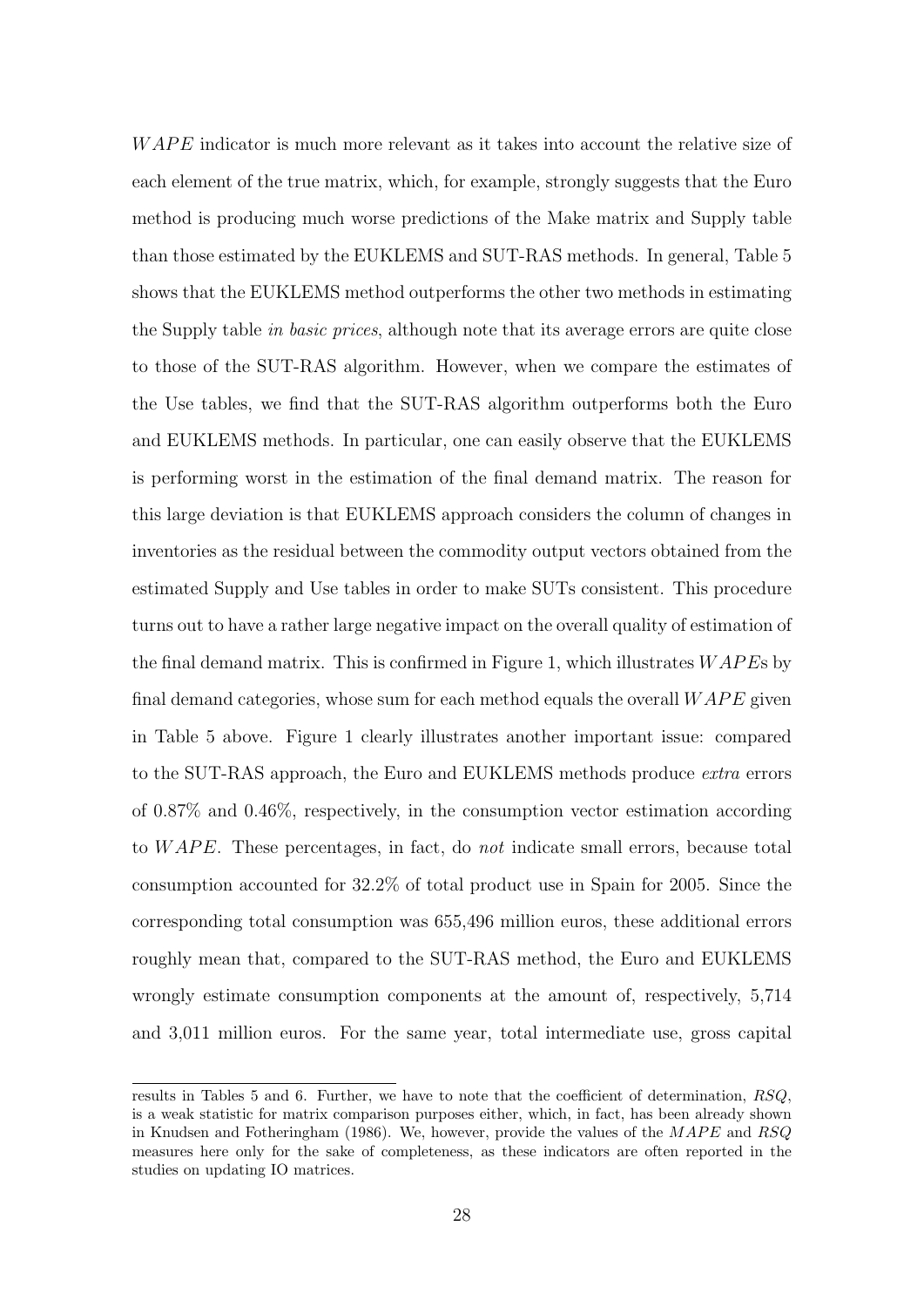$WAPE$ indicator is much more relevant as it takes into account the relative size of each element of the true matrix, which, for example, strongly suggests that the Euro method is producing much worse predictions of the Make matrix and Supply table than those estimated by the EUKLEMS and SUT-RAS methods. In general, Table 5 shows that the EUKLEMS method outperforms the other two methods in estimating the Supply table *in basic prices*, although note that its average errors are quite close to those of the SUT-RAS algorithm. However, when we compare the estimates of the Use tables, we find that the SUT-RAS algorithm outperforms both the Euro and EUKLEMS methods. In particular, one can easily observe that the EUKLEMS is performing worst in the estimation of the final demand matrix. The reason for this large deviation is that EUKLEMS approach considers the column of changes in inventories as the residual between the commodity output vectors obtained from the estimated Supply and Use tables in order to make SUTs consistent. This procedure turns out to have a rather large negative impact on the overall quality of estimation of the final demand matrix. This is confirmed in Figure 1, which illustrates $WAPE$s by final demand categories, whose sum for each method equals the overall $WAPE$ given in Table 5 above. Figure 1 clearly illustrates another important issue: compared to the SUT-RAS approach, the Euro and EUKLEMS methods produce *extra* errors of 0.87% and 0.46%, respectively, in the consumption vector estimation according to $WAPE$. These percentages, in fact, do *not* indicate small errors, because total consumption accounted for 32.2% of total product use in Spain for 2005. Since the corresponding total consumption was 655,496 million euros, these additional errors roughly mean that, compared to the SUT-RAS method, the Euro and EUKLEMS wrongly estimate consumption components at the amount of, respectively, 5,714 and 3,011 million euros. For the same year, total intermediate use, gross capital

results in Tables 5 and 6. Further, we have to note that the coefficient of determination, $RSQ$, is a weak statistic for matrix comparison purposes either, which, in fact, has been already shown in Knudsen and Fotheringham (1986). We, however, provide the values of the $MAPE$ and $RSQ$ measures here only for the sake of completeness, as these indicators are often reported in the studies on updating IO matrices.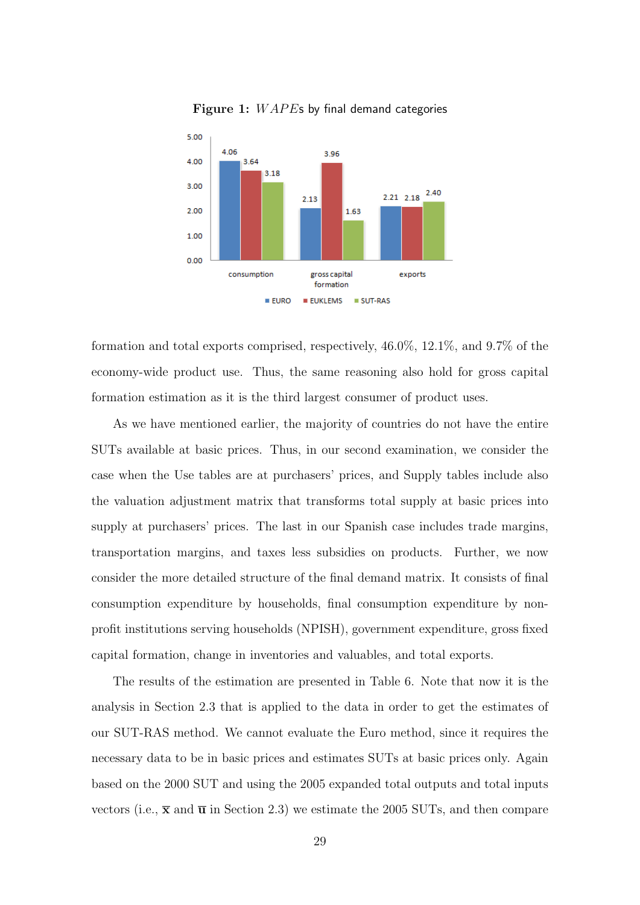**Figure 1:** *WAPE*s by final demand categories

| | EURO | EUKLEMS | SUT-RAS |
|---|---|---|---|
| consumption | 4.06 | 3.64 | 3.18 |
| gross capital formation | 2.13 | 3.96 | 1.63 |
| exports | 2.21 | 2.18 | 2.40 |

formation and total exports comprised, respectively, 46.0%, 12.1%, and 9.7% of the economy-wide product use. Thus, the same reasoning also hold for gross capital formation estimation as it is the third largest consumer of product uses.

As we have mentioned earlier, the majority of countries do not have the entire SUTs available at basic prices. Thus, in our second examination, we consider the case when the Use tables are at purchasers' prices, and Supply tables include also the valuation adjustment matrix that transforms total supply at basic prices into supply at purchasers' prices. The last in our Spanish case includes trade margins, transportation margins, and taxes less subsidies on products. Further, we now consider the more detailed structure of the final demand matrix. It consists of final consumption expenditure by households, final consumption expenditure by non-profit institutions serving households (NPISH), government expenditure, gross fixed capital formation, change in inventories and valuables, and total exports.

The results of the estimation are presented in Table 6. Note that now it is the analysis in Section 2.3 that is applied to the data in order to get the estimates of our SUT-RAS method. We cannot evaluate the Euro method, since it requires the necessary data to be in basic prices and estimates SUTs at basic prices only. Again based on the 2000 SUT and using the 2005 expanded total outputs and total inputs vectors (i.e., $\overline{\mathbf{x}}$ and $\overline{\mathbf{u}}$ in Section 2.3) we estimate the 2005 SUTs, and then compare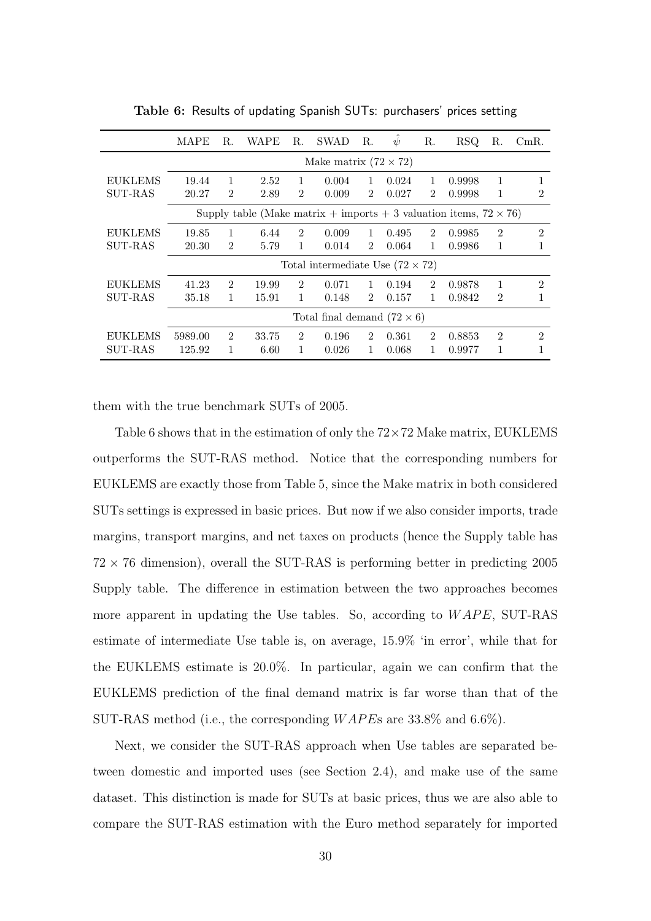**Table 6:** Results of updating Spanish SUTs: purchasers' prices setting

| | MAPE | R. | WAPE | R. | SWAD | R. | $\hat{\psi}$ | R. | RSQ | R. | CmR. |
|---|---|---|---|---|---|---|---|---|---|---|---|
| | Make matrix ($72 \times 72$) | | | | | | | | | | |
| EUKLEMS | 19.44 | 1 | 2.52 | 1 | 0.004 | 1 | 0.024 | 1 | 0.9998 | 1 | 1 |
| SUT-RAS | 20.27 | 2 | 2.89 | 2 | 0.009 | 2 | 0.027 | 2 | 0.9998 | 1 | 2 |
| | Supply table (Make matrix + imports + 3 valuation items, $72 \times 76$) | | | | | | | | | | |
| EUKLEMS | 19.85 | 1 | 6.44 | 2 | 0.009 | 1 | 0.495 | 2 | 0.9985 | 2 | 2 |
| SUT-RAS | 20.30 | 2 | 5.79 | 1 | 0.014 | 2 | 0.064 | 1 | 0.9986 | 1 | 1 |
| | Total intermediate Use ($72 \times 72$) | | | | | | | | | | |
| EUKLEMS | 41.23 | 2 | 19.99 | 2 | 0.071 | 1 | 0.194 | 2 | 0.9878 | 1 | 2 |
| SUT-RAS | 35.18 | 1 | 15.91 | 1 | 0.148 | 2 | 0.157 | 1 | 0.9842 | 2 | 1 |
| | Total final demand ($72 \times 6$) | | | | | | | | | | |
| EUKLEMS | 5989.00 | 2 | 33.75 | 2 | 0.196 | 2 | 0.361 | 2 | 0.8853 | 2 | 2 |
| SUT-RAS | 125.92 | 1 | 6.60 | 1 | 0.026 | 1 | 0.068 | 1 | 0.9977 | 1 | 1 |

them with the true benchmark SUTs of 2005.

Table 6 shows that in the estimation of only the $72 \times 72$ Make matrix, EUKLEMS outperforms the SUT-RAS method. Notice that the corresponding numbers for EUKLEMS are exactly those from Table 5, since the Make matrix in both considered SUTs settings is expressed in basic prices. But now if we also consider imports, trade margins, transport margins, and net taxes on products (hence the Supply table has $72 \times 76$ dimension), overall the SUT-RAS is performing better in predicting 2005 Supply table. The difference in estimation between the two approaches becomes more apparent in updating the Use tables. So, according to $WAPE$, SUT-RAS estimate of intermediate Use table is, on average, 15.9% 'in error', while that for the EUKLEMS estimate is 20.0%. In particular, again we can confirm that the EUKLEMS prediction of the final demand matrix is far worse than that of the SUT-RAS method (i.e., the corresponding $WAPE$s are 33.8% and 6.6%).

Next, we consider the SUT-RAS approach when Use tables are separated between domestic and imported uses (see Section 2.4), and make use of the same dataset. This distinction is made for SUTs at basic prices, thus we are also able to compare the SUT-RAS estimation with the Euro method separately for imported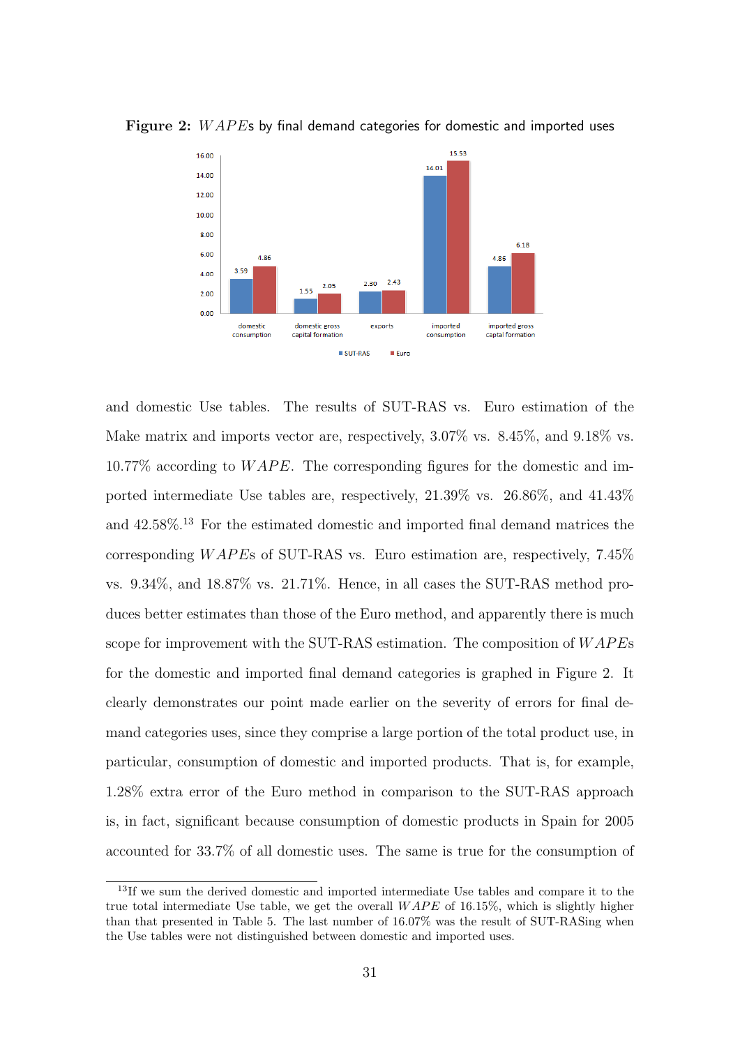**Figure 2:** $WAPE$s by final demand categories for domestic and imported uses

and domestic Use tables. The results of SUT-RAS vs. Euro estimation of the Make matrix and imports vector are, respectively, 3.07% vs. 8.45%, and 9.18% vs. 10.77% according to $WAPE$. The corresponding figures for the domestic and imported intermediate Use tables are, respectively, 21.39% vs. 26.86%, and 41.43% and 42.58%.[13] For the estimated domestic and imported final demand matrices the corresponding $WAPE$s of SUT-RAS vs. Euro estimation are, respectively, 7.45% vs. 9.34%, and 18.87% vs. 21.71%. Hence, in all cases the SUT-RAS method produces better estimates than those of the Euro method, and apparently there is much scope for improvement with the SUT-RAS estimation. The composition of $WAPE$s for the domestic and imported final demand categories is graphed in Figure 2. It clearly demonstrates our point made earlier on the severity of errors for final demand categories uses, since they comprise a large portion of the total product use, in particular, consumption of domestic and imported products. That is, for example, 1.28% extra error of the Euro method in comparison to the SUT-RAS approach is, in fact, significant because consumption of domestic products in Spain for 2005 accounted for 33.7% of all domestic uses. The same is true for the consumption of

[13] If we sum the derived domestic and imported intermediate Use tables and compare it to the true total intermediate Use table, we get the overall $WAPE$ of 16.15%, which is slightly higher than that presented in Table 5. The last number of 16.07% was the result of SUT-RASing when the Use tables were not distinguished between domestic and imported uses.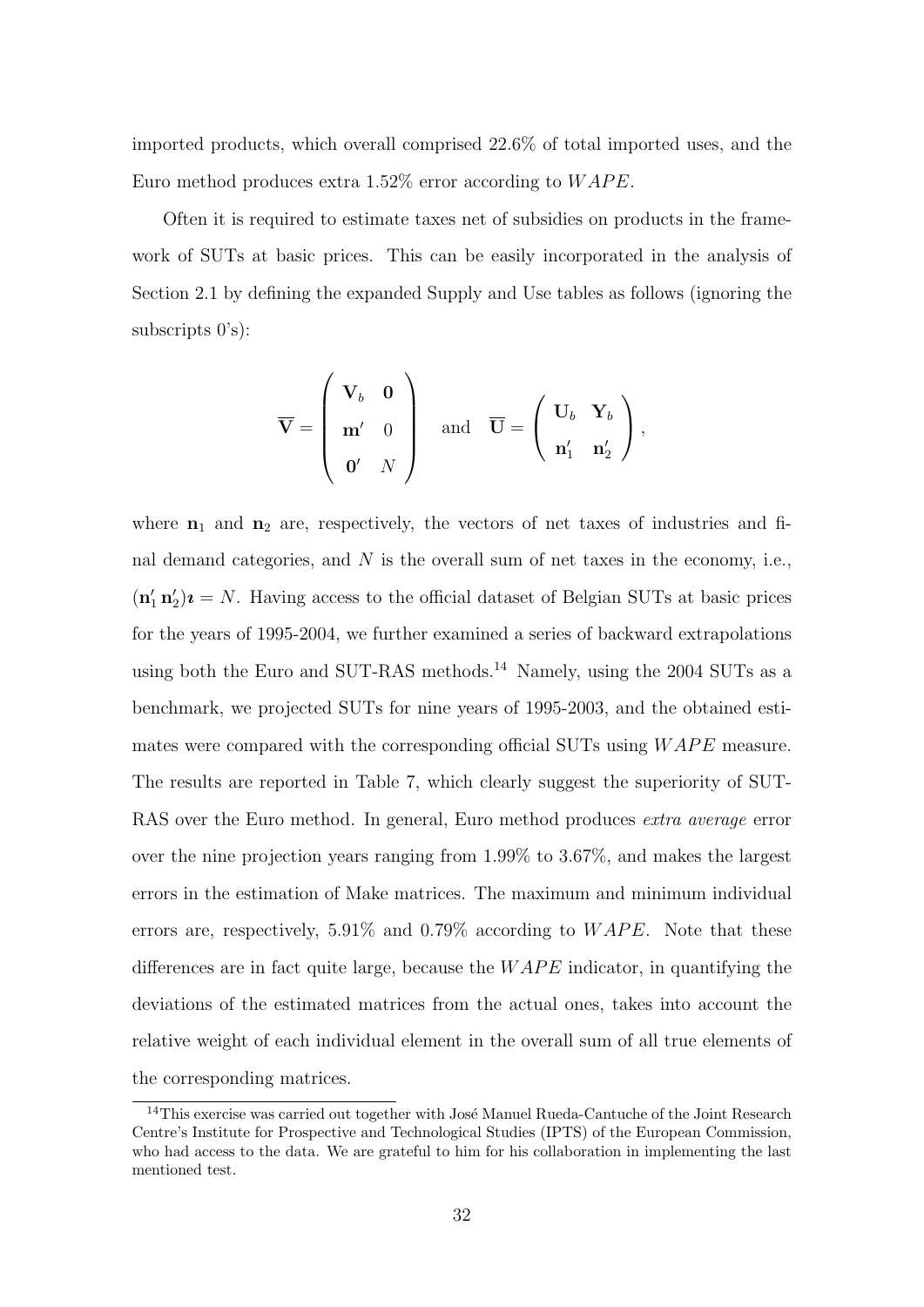imported products, which overall comprised 22.6% of total imported uses, and the Euro method produces extra 1.52% error according to $WAPE$.

Often it is required to estimate taxes net of subsidies on products in the framework of SUTs at basic prices. This can be easily incorporated in the analysis of Section 2.1 by defining the expanded Supply and Use tables as follows (ignoring the subscripts 0's):

$$\overline{\mathbf{V}} = \begin{pmatrix} \mathbf{V}_b & \mathbf{0} \\ \mathbf{m}' & 0 \\ \mathbf{0}' & N \end{pmatrix} \quad \text{and} \quad \overline{\mathbf{U}} = \begin{pmatrix} \mathbf{U}_b & \mathbf{Y}_b \\ \mathbf{n}_1' & \mathbf{n}_2' \end{pmatrix},$$

where $\mathbf{n}_1$ and $\mathbf{n}_2$ are, respectively, the vectors of net taxes of industries and final demand categories, and $N$ is the overall sum of net taxes in the economy, i.e., $(\mathbf{n}_1' \, \mathbf{n}_2')\boldsymbol{\imath} = N$. Having access to the official dataset of Belgian SUTs at basic prices for the years of 1995-2004, we further examined a series of backward extrapolations using both the Euro and SUT-RAS methods.[14] Namely, using the 2004 SUTs as a benchmark, we projected SUTs for nine years of 1995-2003, and the obtained estimates were compared with the corresponding official SUTs using $WAPE$ measure. The results are reported in Table 7, which clearly suggest the superiority of SUT-RAS over the Euro method. In general, Euro method produces *extra average* error over the nine projection years ranging from 1.99% to 3.67%, and makes the largest errors in the estimation of Make matrices. The maximum and minimum individual errors are, respectively, 5.91% and 0.79% according to $WAPE$. Note that these differences are in fact quite large, because the $WAPE$ indicator, in quantifying the deviations of the estimated matrices from the actual ones, takes into account the relative weight of each individual element in the overall sum of all true elements of the corresponding matrices.

[14] This exercise was carried out together with José Manuel Rueda-Cantuche of the Joint Research Centre's Institute for Prospective and Technological Studies (IPTS) of the European Commission, who had access to the data. We are grateful to him for his collaboration in implementing the last mentioned test.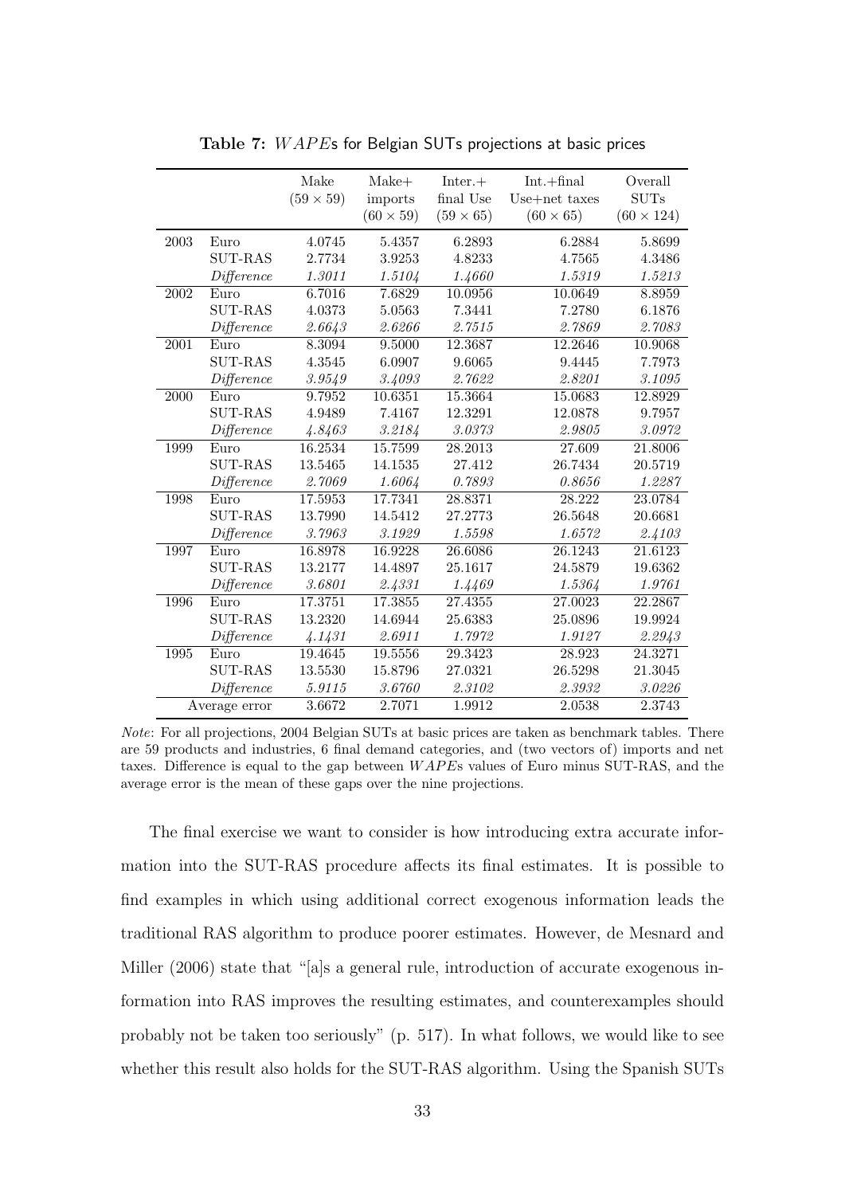**Table 7:** $WAPE$s for Belgian SUTs projections at basic prices

| | | Make $(59 \times 59)$ | Make+ imports $(60 \times 59)$ | Inter.+ final Use $(59 \times 65)$ | Int.+final Use+net taxes $(60 \times 65)$ | Overall SUTs $(60 \times 124)$ |
|---|---|---|---|---|---|---|
| 2003 | Euro | 4.0745 | 5.4357 | 6.2893 | 6.2884 | 5.8699 |
| | SUT-RAS | 2.7734 | 3.9253 | 4.8233 | 4.7565 | 4.3486 |
| | *Difference* | *1.3011* | *1.5104* | *1.4660* | *1.5319* | *1.5213* |
| 2002 | Euro | 6.7016 | 7.6829 | 10.0956 | 10.0649 | 8.8959 |
| | SUT-RAS | 4.0373 | 5.0563 | 7.3441 | 7.2780 | 6.1876 |
| | *Difference* | *2.6643* | *2.6266* | *2.7515* | *2.7869* | *2.7083* |
| 2001 | Euro | 8.3094 | 9.5000 | 12.3687 | 12.2646 | 10.9068 |
| | SUT-RAS | 4.3545 | 6.0907 | 9.6065 | 9.4445 | 7.7973 |
| | *Difference* | *3.9549* | *3.4093* | *2.7622* | *2.8201* | *3.1095* |
| 2000 | Euro | 9.7952 | 10.6351 | 15.3664 | 15.0683 | 12.8929 |
| | SUT-RAS | 4.9489 | 7.4167 | 12.3291 | 12.0878 | 9.7957 |
| | *Difference* | *4.8463* | *3.2184* | *3.0373* | *2.9805* | *3.0972* |
| 1999 | Euro | 16.2534 | 15.7599 | 28.2013 | 27.609 | 21.8006 |
| | SUT-RAS | 13.5465 | 14.1535 | 27.412 | 26.7434 | 20.5719 |
| | *Difference* | *2.7069* | *1.6064* | *0.7893* | *0.8656* | *1.2287* |
| 1998 | Euro | 17.5953 | 17.7341 | 28.8371 | 28.222 | 23.0784 |
| | SUT-RAS | 13.7990 | 14.5412 | 27.2773 | 26.5648 | 20.6681 |
| | *Difference* | *3.7963* | *3.1929* | *1.5598* | *1.6572* | *2.4103* |
| 1997 | Euro | 16.8978 | 16.9228 | 26.6086 | 26.1243 | 21.6123 |
| | SUT-RAS | 13.2177 | 14.4897 | 25.1617 | 24.5879 | 19.6362 |
| | *Difference* | *3.6801* | *2.4331* | *1.4469* | *1.5364* | *1.9761* |
| 1996 | Euro | 17.3751 | 17.3855 | 27.4355 | 27.0023 | 22.2867 |
| | SUT-RAS | 13.2320 | 14.6944 | 25.6383 | 25.0896 | 19.9924 |
| | *Difference* | *4.1431* | *2.6911* | *1.7972* | *1.9127* | *2.2943* |
| 1995 | Euro | 19.4645 | 19.5556 | 29.3423 | 28.923 | 24.3271 |
| | SUT-RAS | 13.5530 | 15.8796 | 27.0321 | 26.5298 | 21.3045 |
| | *Difference* | *5.9115* | *3.6760* | *2.3102* | *2.3932* | *3.0226* |
| Average error | | 3.6672 | 2.7071 | 1.9912 | 2.0538 | 2.3743 |

*Note*: For all projections, 2004 Belgian SUTs at basic prices are taken as benchmark tables. There are 59 products and industries, 6 final demand categories, and (two vectors of) imports and net taxes. Difference is equal to the gap between $WAPE$s values of Euro minus SUT-RAS, and the average error is the mean of these gaps over the nine projections.

The final exercise we want to consider is how introducing extra accurate information into the SUT-RAS procedure affects its final estimates. It is possible to find examples in which using additional correct exogenous information leads the traditional RAS algorithm to produce poorer estimates. However, de Mesnard and Miller (2006) state that "[a]s a general rule, introduction of accurate exogenous information into RAS improves the resulting estimates, and counterexamples should probably not be taken too seriously" (p. 517). In what follows, we would like to see whether this result also holds for the SUT-RAS algorithm. Using the Spanish SUTs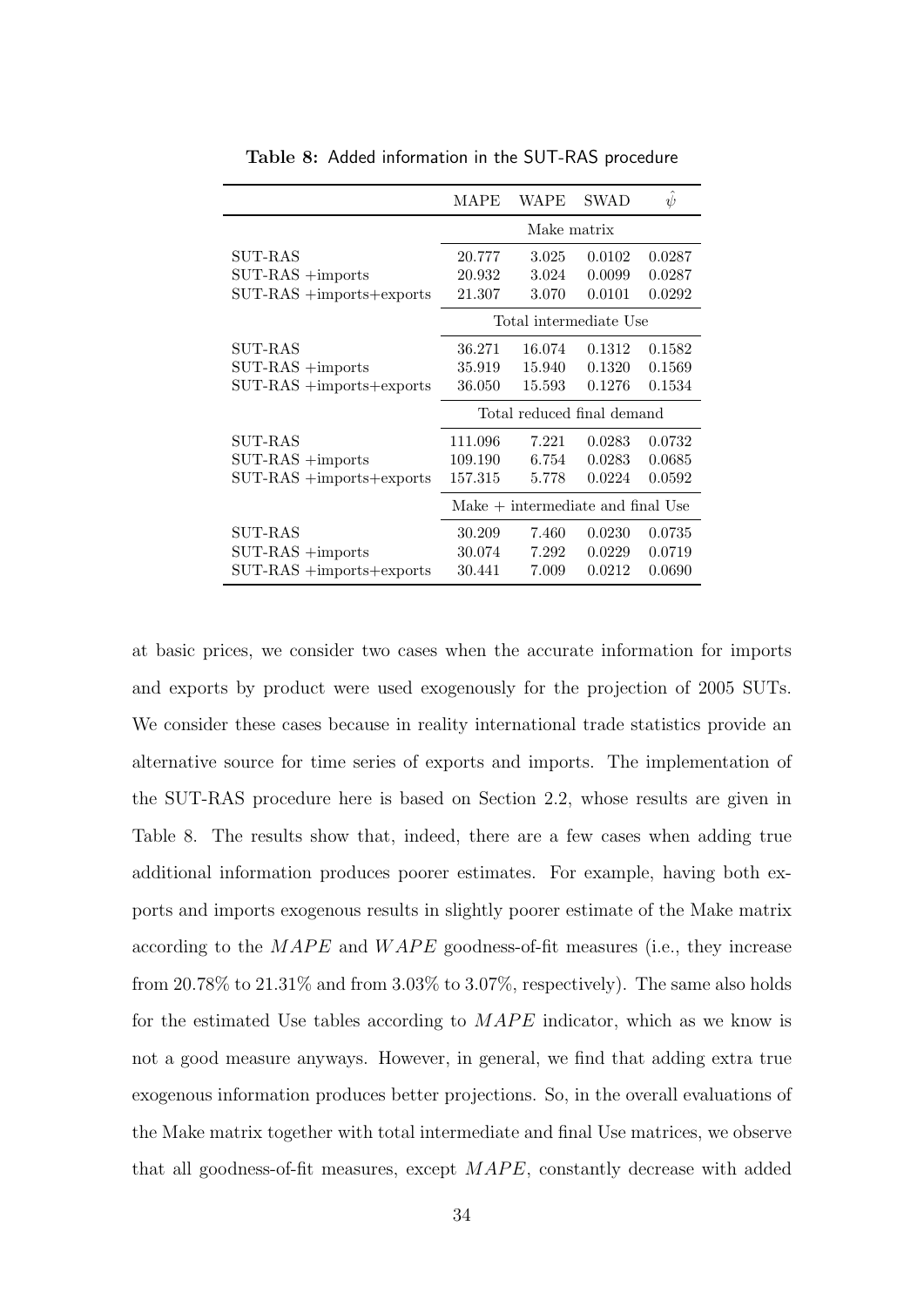**Table 8:** Added information in the SUT-RAS procedure

| | MAPE | WAPE | SWAD | $\hat{\psi}$ |
|---|---|---|---|---|
| | Make matrix | | | |
| SUT-RAS | 20.777 | 3.025 | 0.0102 | 0.0287 |
| SUT-RAS +imports | 20.932 | 3.024 | 0.0099 | 0.0287 |
| SUT-RAS +imports+exports | 21.307 | 3.070 | 0.0101 | 0.0292 |
| | Total intermediate Use | | | |
| SUT-RAS | 36.271 | 16.074 | 0.1312 | 0.1582 |
| SUT-RAS +imports | 35.919 | 15.940 | 0.1320 | 0.1569 |
| SUT-RAS +imports+exports | 36.050 | 15.593 | 0.1276 | 0.1534 |
| | Total reduced final demand | | | |
| SUT-RAS | 111.096 | 7.221 | 0.0283 | 0.0732 |
| SUT-RAS +imports | 109.190 | 6.754 | 0.0283 | 0.0685 |
| SUT-RAS +imports+exports | 157.315 | 5.778 | 0.0224 | 0.0592 |
| | Make + intermediate and final Use | | | |
| SUT-RAS | 30.209 | 7.460 | 0.0230 | 0.0735 |
| SUT-RAS +imports | 30.074 | 7.292 | 0.0229 | 0.0719 |
| SUT-RAS +imports+exports | 30.441 | 7.009 | 0.0212 | 0.0690 |

at basic prices, we consider two cases when the accurate information for imports and exports by product were used exogenously for the projection of 2005 SUTs. We consider these cases because in reality international trade statistics provide an alternative source for time series of exports and imports. The implementation of the SUT-RAS procedure here is based on Section 2.2, whose results are given in Table 8. The results show that, indeed, there are a few cases when adding true additional information produces poorer estimates. For example, having both exports and imports exogenous results in slightly poorer estimate of the Make matrix according to the $MAPE$ and $WAPE$ goodness-of-fit measures (i.e., they increase from 20.78% to 21.31% and from 3.03% to 3.07%, respectively). The same also holds for the estimated Use tables according to $MAPE$ indicator, which as we know is not a good measure anyways. However, in general, we find that adding extra true exogenous information produces better projections. So, in the overall evaluations of the Make matrix together with total intermediate and final Use matrices, we observe that all goodness-of-fit measures, except $MAPE$, constantly decrease with added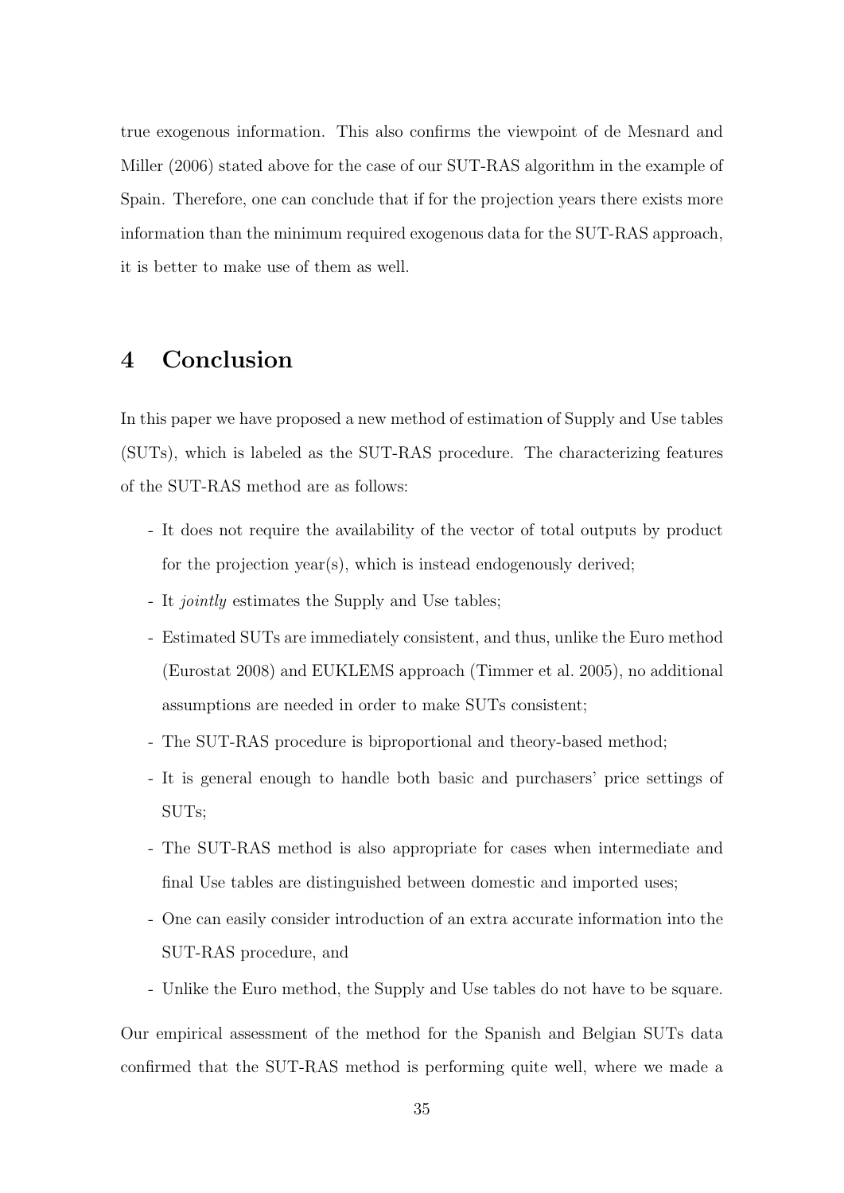true exogenous information. This also confirms the viewpoint of de Mesnard and Miller (2006) stated above for the case of our SUT-RAS algorithm in the example of Spain. Therefore, one can conclude that if for the projection years there exists more information than the minimum required exogenous data for the SUT-RAS approach, it is better to make use of them as well.

# 4 Conclusion

In this paper we have proposed a new method of estimation of Supply and Use tables (SUTs), which is labeled as the SUT-RAS procedure. The characterizing features of the SUT-RAS method are as follows:

- It does not require the availability of the vector of total outputs by product for the projection year(s), which is instead endogenously derived;
- It *jointly* estimates the Supply and Use tables;
- Estimated SUTs are immediately consistent, and thus, unlike the Euro method (Eurostat 2008) and EUKLEMS approach (Timmer et al. 2005), no additional assumptions are needed in order to make SUTs consistent;
- The SUT-RAS procedure is biproportional and theory-based method;
- It is general enough to handle both basic and purchasers' price settings of SUTs;
- The SUT-RAS method is also appropriate for cases when intermediate and final Use tables are distinguished between domestic and imported uses;
- One can easily consider introduction of an extra accurate information into the SUT-RAS procedure, and
- Unlike the Euro method, the Supply and Use tables do not have to be square.

Our empirical assessment of the method for the Spanish and Belgian SUTs data confirmed that the SUT-RAS method is performing quite well, where we made a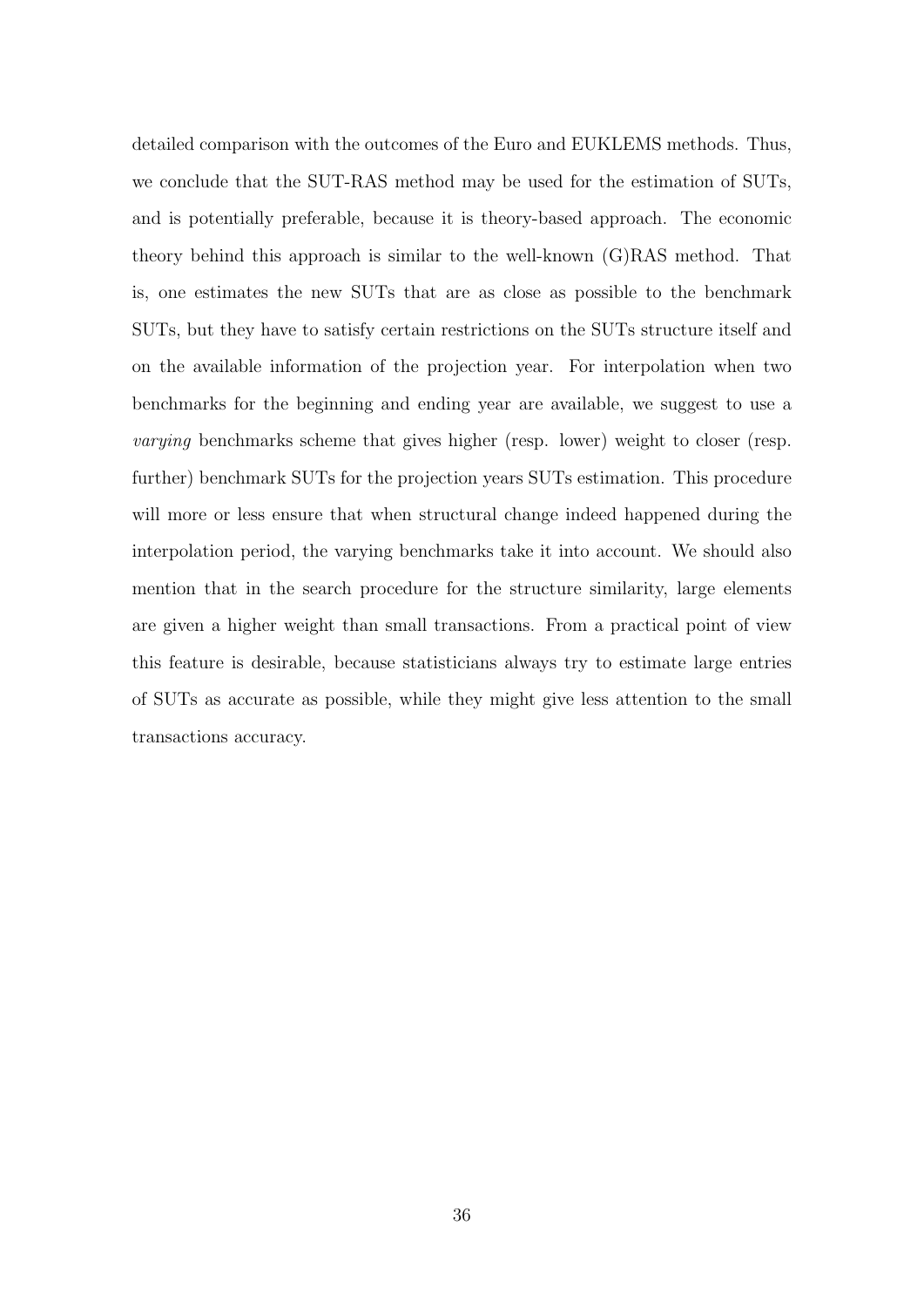detailed comparison with the outcomes of the Euro and EUKLEMS methods. Thus, we conclude that the SUT-RAS method may be used for the estimation of SUTs, and is potentially preferable, because it is theory-based approach. The economic theory behind this approach is similar to the well-known (G)RAS method. That is, one estimates the new SUTs that are as close as possible to the benchmark SUTs, but they have to satisfy certain restrictions on the SUTs structure itself and on the available information of the projection year. For interpolation when two benchmarks for the beginning and ending year are available, we suggest to use a *varying* benchmarks scheme that gives higher (resp. lower) weight to closer (resp. further) benchmark SUTs for the projection years SUTs estimation. This procedure will more or less ensure that when structural change indeed happened during the interpolation period, the varying benchmarks take it into account. We should also mention that in the search procedure for the structure similarity, large elements are given a higher weight than small transactions. From a practical point of view this feature is desirable, because statisticians always try to estimate large entries of SUTs as accurate as possible, while they might give less attention to the small transactions accuracy.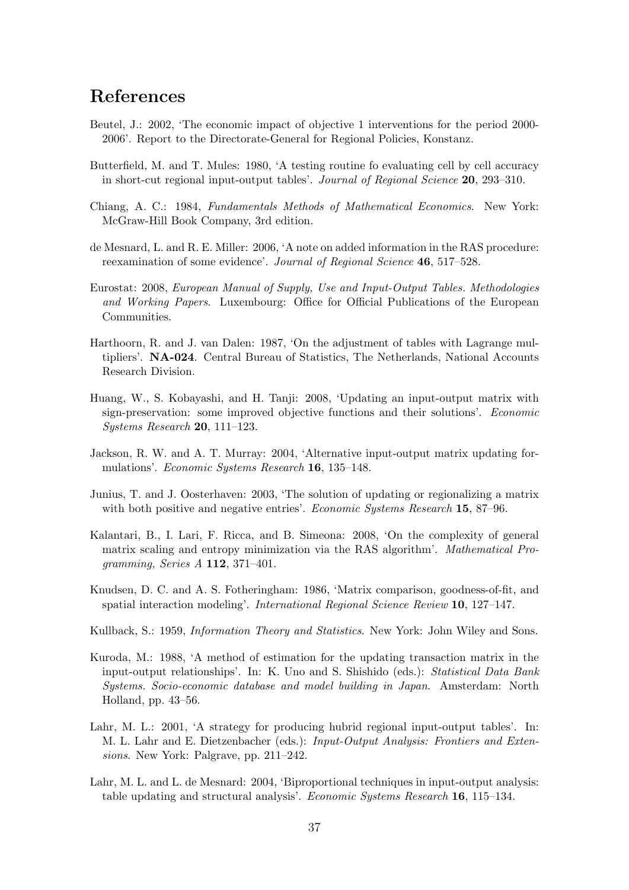# References

Beutel, J.: 2002, 'The economic impact of objective 1 interventions for the period 2000-2006'. Report to the Directorate-General for Regional Policies, Konstanz.

Butterfield, M. and T. Mules: 1980, 'A testing routine fo evaluating cell by cell accuracy in short-cut regional input-output tables'. *Journal of Regional Science* **20**, 293–310.

Chiang, A. C.: 1984, *Fundamentals Methods of Mathematical Economics*. New York: McGraw-Hill Book Company, 3rd edition.

de Mesnard, L. and R. E. Miller: 2006, 'A note on added information in the RAS procedure: reexamination of some evidence'. *Journal of Regional Science* **46**, 517–528.

Eurostat: 2008, *European Manual of Supply, Use and Input-Output Tables. Methodologies and Working Papers*. Luxembourg: Office for Official Publications of the European Communities.

Harthoorn, R. and J. van Dalen: 1987, 'On the adjustment of tables with Lagrange multipliers'. **NA-024**. Central Bureau of Statistics, The Netherlands, National Accounts Research Division.

Huang, W., S. Kobayashi, and H. Tanji: 2008, 'Updating an input-output matrix with sign-preservation: some improved objective functions and their solutions'. *Economic Systems Research* **20**, 111–123.

Jackson, R. W. and A. T. Murray: 2004, 'Alternative input-output matrix updating formulations'. *Economic Systems Research* **16**, 135–148.

Junius, T. and J. Oosterhaven: 2003, 'The solution of updating or regionalizing a matrix with both positive and negative entries'. *Economic Systems Research* **15**, 87–96.

Kalantari, B., I. Lari, F. Ricca, and B. Simeona: 2008, 'On the complexity of general matrix scaling and entropy minimization via the RAS algorithm'. *Mathematical Programming, Series A* **112**, 371–401.

Knudsen, D. C. and A. S. Fotheringham: 1986, 'Matrix comparison, goodness-of-fit, and spatial interaction modeling'. *International Regional Science Review* **10**, 127–147.

Kullback, S.: 1959, *Information Theory and Statistics*. New York: John Wiley and Sons.

Kuroda, M.: 1988, 'A method of estimation for the updating transaction matrix in the input-output relationships'. In: K. Uno and S. Shishido (eds.): *Statistical Data Bank Systems. Socio-economic database and model building in Japan*. Amsterdam: North Holland, pp. 43–56.

Lahr, M. L.: 2001, 'A strategy for producing hubrid regional input-output tables'. In: M. L. Lahr and E. Dietzenbacher (eds.): *Input-Output Analysis: Frontiers and Extensions*. New York: Palgrave, pp. 211–242.

Lahr, M. L. and L. de Mesnard: 2004, 'Biproportional techniques in input-output analysis: table updating and structural analysis'. *Economic Systems Research* **16**, 115–134.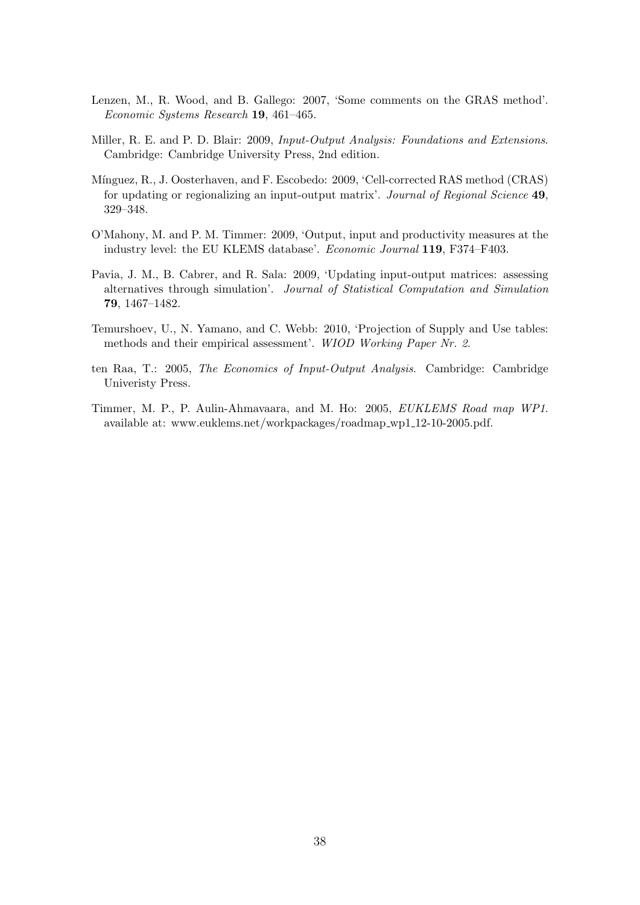Lenzen, M., R. Wood, and B. Gallego: 2007, 'Some comments on the GRAS method'. *Economic Systems Research* **19**, 461–465.

Miller, R. E. and P. D. Blair: 2009, *Input-Output Analysis: Foundations and Extensions*. Cambridge: Cambridge University Press, 2nd edition.

Mínguez, R., J. Oosterhaven, and F. Escobedo: 2009, 'Cell-corrected RAS method (CRAS) for updating or regionalizing an input-output matrix'. *Journal of Regional Science* **49**, 329–348.

O'Mahony, M. and P. M. Timmer: 2009, 'Output, input and productivity measures at the industry level: the EU KLEMS database'. *Economic Journal* **119**, F374–F403.

Pavia, J. M., B. Cabrer, and R. Sala: 2009, 'Updating input-output matrices: assessing alternatives through simulation'. *Journal of Statistical Computation and Simulation* **79**, 1467–1482.

Temurshoev, U., N. Yamano, and C. Webb: 2010, 'Projection of Supply and Use tables: methods and their empirical assessment'. *WIOD Working Paper Nr. 2*.

ten Raa, T.: 2005, *The Economics of Input-Output Analysis*. Cambridge: Cambridge Univeristy Press.

Timmer, M. P., P. Aulin-Ahmavaara, and M. Ho: 2005, *EUKLEMS Road map WP1*. available at: www.euklems.net/workpackages/roadmap_wp1_12-10-2005.pdf.